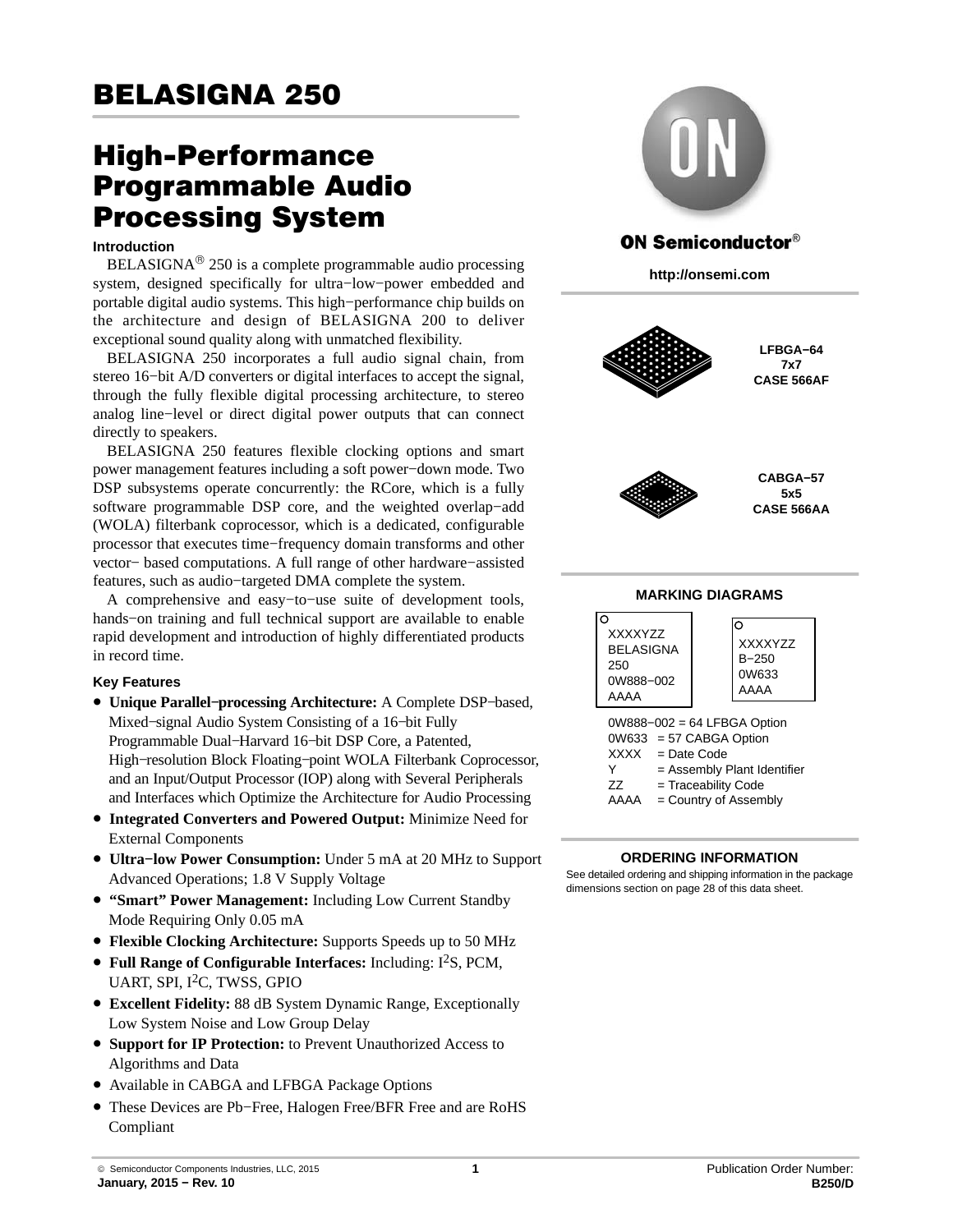# BELASIGNA 250

## High-Performance Programmable Audio Processing System

### Introduction

BELASIGNA® 250 is a complete programmable audio processing system, designed specifically for ultra−low−power embedded and portable digital audio systems. This high−performance chip builds on the architecture and design of BELASIGNA 200 to deliver exceptional sound quality along with unmatched flexibility.

BELASIGNA 250 incorporates a full audio signal chain, from stereo 16−bit A/D converters or digital interfaces to accept the signal, through the fully flexible digital processing architecture, to stereo analog line−level or direct digital power outputs that can connect directly to speakers.

BELASIGNA 250 features flexible clocking options and smart power management features including a soft power−down mode. Two DSP subsystems operate concurrently: the RCore, which is a fully software programmable DSP core, and the weighted overlap−add (WOLA) filterbank coprocessor, which is a dedicated, configurable processor that executes time−frequency domain transforms and other vector− based computations. A full range of other hardware−assisted features, such as audio−targeted DMA complete the system.

A comprehensive and easy−to−use suite of development tools, hands−on training and full technical support are available to enable rapid development and introduction of highly differentiated products in record time.

### Key Features

- **Unique Parallel−processing Architecture:** A Complete DSP−based, Mixed−signal Audio System Consisting of a 16−bit Fully Programmable Dual−Harvard 16−bit DSP Core, a Patented, High−resolution Block Floating−point WOLA Filterbank Coprocessor, and an Input/Output Processor (IOP) along with Several Peripherals and Interfaces which Optimize the Architecture for Audio Processing
- **Integrated Converters and Powered Output:** Minimize Need for External Components
- **Ultra−low Power Consumption:** Under 5 mA at 20 MHz to Support Advanced Operations; 1.8 V Supply Voltage
- **"Smart" Power Management:** Including Low Current Standby Mode Requiring Only 0.05 mA
- **Flexible Clocking Architecture:** Supports Speeds up to 50 MHz
- **Full Range of Configurable Interfaces:** Including: I$^2$S, PCM, UART, SPI, I$^2$C, TWSS, GPIO
- **Excellent Fidelity:** 88 dB System Dynamic Range, Exceptionally Low System Noise and Low Group Delay
- **Support for IP Protection:** to Prevent Unauthorized Access to Algorithms and Data
- Available in CABGA and LFBGA Package Options
- These Devices are Pb−Free, Halogen Free/BFR Free and are RoHS Compliant

ON Semiconductor®

http://onsemi.com

LFBGA−64
7x7
CASE 566AF

CABGA−57
5x5
CASE 566AA

### MARKING DIAGRAMS

```
XXXXYZZ
BELASIGNA
250
0W888−002
AAAA
```

```
XXXXYZZ
B−250
0W633
AAAA
```

0W888−002 = 64 LFBGA Option
0W633 = 57 CABGA Option
XXXX = Date Code
Y = Assembly Plant Identifier
ZZ = Traceability Code
AAAA = Country of Assembly

### ORDERING INFORMATION

See detailed ordering and shipping information in the package dimensions section on page 28 of this data sheet.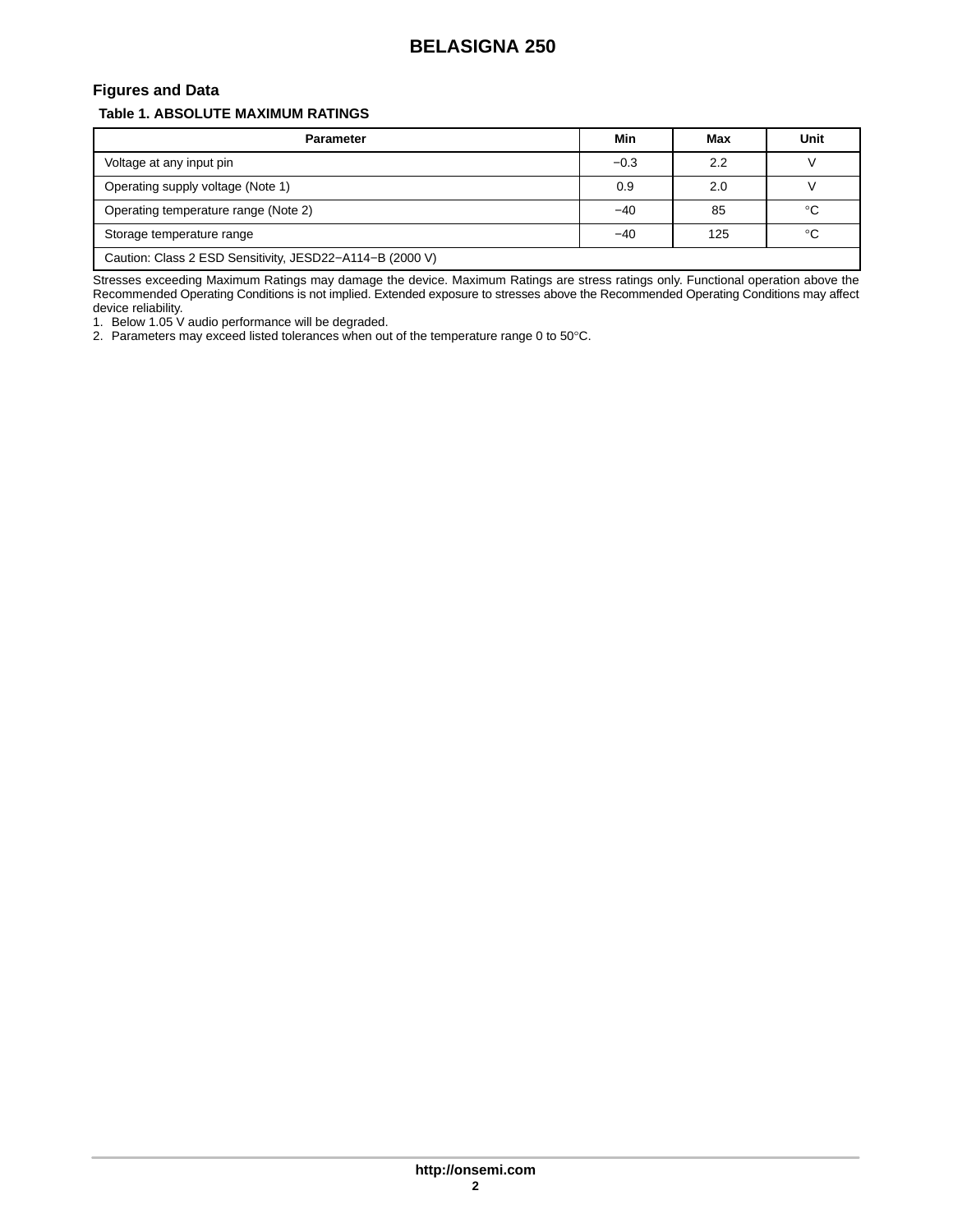## Figures and Data

**Table 1. ABSOLUTE MAXIMUM RATINGS**

| Parameter | Min | Max | Unit |
| --- | --- | --- | --- |
| Voltage at any input pin | −0.3 | 2.2 | V |
| Operating supply voltage (Note 1) | 0.9 | 2.0 | V |
| Operating temperature range (Note 2) | −40 | 85 | °C |
| Storage temperature range | −40 | 125 | °C |
| Caution: Class 2 ESD Sensitivity, JESD22−A114−B (2000 V) | | | |

Stresses exceeding Maximum Ratings may damage the device. Maximum Ratings are stress ratings only. Functional operation above the Recommended Operating Conditions is not implied. Extended exposure to stresses above the Recommended Operating Conditions may affect device reliability.

1. Below 1.05 V audio performance will be degraded.
2. Parameters may exceed listed tolerances when out of the temperature range 0 to 50°C.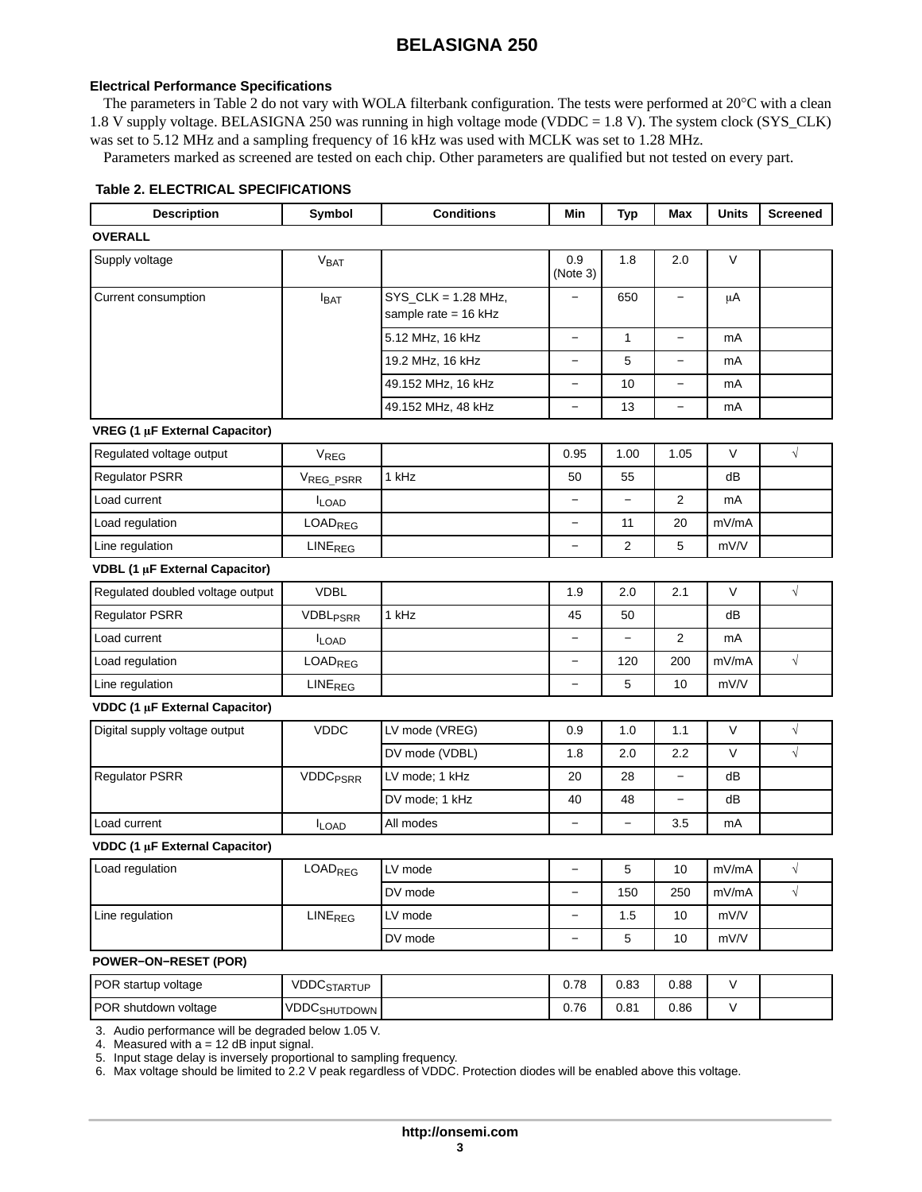## Electrical Performance Specifications

The parameters in Table 2 do not vary with WOLA filterbank configuration. The tests were performed at 20°C with a clean 1.8 V supply voltage. BELASIGNA 250 was running in high voltage mode (VDDC = 1.8 V). The system clock (SYS_CLK) was set to 5.12 MHz and a sampling frequency of 16 kHz was used with MCLK was set to 1.28 MHz.

Parameters marked as screened are tested on each chip. Other parameters are qualified but not tested on every part.

**Table 2. ELECTRICAL SPECIFICATIONS**

| Description | Symbol | Conditions | Min | Typ | Max | Units | Screened |
|---|---|---|---|---|---|---|---|
| **OVERALL** | | | | | | | |
| Supply voltage | $V_{BAT}$ | | 0.9 (Note 3) | 1.8 | 2.0 | V | |
| Current consumption | $I_{BAT}$ | SYS_CLK = 1.28 MHz, sample rate = 16 kHz | − | 650 | − | μA | |
| | | 5.12 MHz, 16 kHz | − | 1 | − | mA | |
| | | 19.2 MHz, 16 kHz | − | 5 | − | mA | |
| | | 49.152 MHz, 16 kHz | − | 10 | − | mA | |
| | | 49.152 MHz, 48 kHz | − | 13 | − | mA | |
| **VREG (1 μF External Capacitor)** | | | | | | | |
| Regulated voltage output | $V_{REG}$ | | 0.95 | 1.00 | 1.05 | V | √ |
| Regulator PSRR | $V_{REG\_PSRR}$ | 1 kHz | 50 | 55 | | dB | |
| Load current | $I_{LOAD}$ | | − | − | 2 | mA | |
| Load regulation | $LOAD_{REG}$ | | − | 11 | 20 | mV/mA | |
| Line regulation | $LINE_{REG}$ | | − | 2 | 5 | mV/V | |
| **VDBL (1 μF External Capacitor)** | | | | | | | |
| Regulated doubled voltage output | VDBL | | 1.9 | 2.0 | 2.1 | V | √ |
| Regulator PSRR | $VDBL_{PSRR}$ | 1 kHz | 45 | 50 | | dB | |
| Load current | $I_{LOAD}$ | | − | − | 2 | mA | |
| Load regulation | $LOAD_{REG}$ | | − | 120 | 200 | mV/mA | √ |
| Line regulation | $LINE_{REG}$ | | − | 5 | 10 | mV/V | |
| **VDDC (1 μF External Capacitor)** | | | | | | | |
| Digital supply voltage output | VDDC | LV mode (VREG) | 0.9 | 1.0 | 1.1 | V | √ |
| | | DV mode (VDBL) | 1.8 | 2.0 | 2.2 | V | √ |
| Regulator PSRR | $VDDC_{PSRR}$ | LV mode; 1 kHz | 20 | 28 | − | dB | |
| | | DV mode; 1 kHz | 40 | 48 | − | dB | |
| Load current | $I_{LOAD}$ | All modes | − | − | 3.5 | mA | |
| **VDDC (1 μF External Capacitor)** | | | | | | | |
| Load regulation | $LOAD_{REG}$ | LV mode | − | 5 | 10 | mV/mA | √ |
| | | DV mode | − | 150 | 250 | mV/mA | √ |
| Line regulation | $LINE_{REG}$ | LV mode | − | 1.5 | 10 | mV/V | |
| | | DV mode | − | 5 | 10 | mV/V | |
| **POWER−ON−RESET (POR)** | | | | | | | |
| POR startup voltage | $VDDC_{STARTUP}$ | | 0.78 | 0.83 | 0.88 | V | |
| POR shutdown voltage | $VDDC_{SHUTDOWN}$ | | 0.76 | 0.81 | 0.86 | V | |

3. Audio performance will be degraded below 1.05 V.
4. Measured with a = 12 dB input signal.
5. Input stage delay is inversely proportional to sampling frequency.
6. Max voltage should be limited to 2.2 V peak regardless of VDDC. Protection diodes will be enabled above this voltage.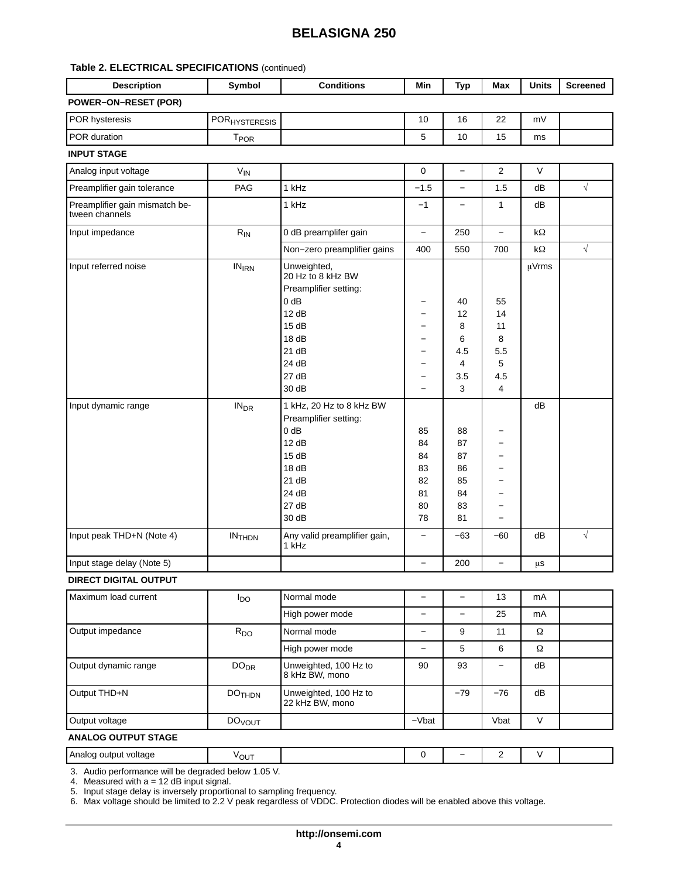**Table 2. ELECTRICAL SPECIFICATIONS** (continued)

| Description | Symbol | Conditions | Min | Typ | Max | Units | Screened |
|---|---|---|---|---|---|---|---|
| **POWER−ON−RESET (POR)** | | | | | | | |
| POR hysteresis | $POR_{HYSTERESIS}$ | | 10 | 16 | 22 | mV | |
| POR duration | $T_{POR}$ | | 5 | 10 | 15 | ms | |
| **INPUT STAGE** | | | | | | | |
| Analog input voltage | $V_{IN}$ | | 0 | − | 2 | V | |
| Preamplifier gain tolerance | PAG | 1 kHz | −1.5 | − | 1.5 | dB | √ |
| Preamplifier gain mismatch between channels | | 1 kHz | −1 | − | 1 | dB | |
| Input impedance | $R_{IN}$ | 0 dB preamplifer gain | − | 250 | − | kΩ | |
| | | Non−zero preamplifier gains | 400 | 550 | 700 | kΩ | √ |
| Input referred noise | $IN_{IRN}$ | Unweighted, 20 Hz to 8 kHz BW<br>Preamplifier setting: | | | | μVrms | |
| | | 0 dB | − | 40 | 55 | | |
| | | 12 dB | − | 12 | 14 | | |
| | | 15 dB | − | 8 | 11 | | |
| | | 18 dB | − | 6 | 8 | | |
| | | 21 dB | − | 4.5 | 5.5 | | |
| | | 24 dB | − | 4 | 5 | | |
| | | 27 dB | − | 3.5 | 4.5 | | |
| | | 30 dB | − | 3 | 4 | | |
| Input dynamic range | $IN_{DR}$ | 1 kHz, 20 Hz to 8 kHz BW<br>Preamplifier setting: | | | | dB | |
| | | 0 dB | 85 | 88 | − | | |
| | | 12 dB | 84 | 87 | − | | |
| | | 15 dB | 84 | 87 | − | | |
| | | 18 dB | 83 | 86 | − | | |
| | | 21 dB | 82 | 85 | − | | |
| | | 24 dB | 81 | 84 | − | | |
| | | 27 dB | 80 | 83 | − | | |
| | | 30 dB | 78 | 81 | − | | |
| Input peak THD+N (Note 4) | $IN_{THDN}$ | Any valid preamplifier gain, 1 kHz | − | −63 | −60 | dB | √ |
| Input stage delay (Note 5) | | | − | 200 | − | μs | |
| **DIRECT DIGITAL OUTPUT** | | | | | | | |
| Maximum load current | $I_{DO}$ | Normal mode | − | − | 13 | mA | |
| | | High power mode | − | − | 25 | mA | |
| Output impedance | $R_{DO}$ | Normal mode | − | 9 | 11 | Ω | |
| | | High power mode | − | 5 | 6 | Ω | |
| Output dynamic range | $DO_{DR}$ | Unweighted, 100 Hz to 8 kHz BW, mono | 90 | 93 | − | dB | |
| Output THD+N | $DO_{THDN}$ | Unweighted, 100 Hz to 22 kHz BW, mono | | −79 | −76 | dB | |
| Output voltage | $DO_{VOUT}$ | | −Vbat | | Vbat | V | |
| **ANALOG OUTPUT STAGE** | | | | | | | |
| Analog output voltage | $V_{OUT}$ | | 0 | − | 2 | V | |

3. Audio performance will be degraded below 1.05 V.
4. Measured with a = 12 dB input signal.
5. Input stage delay is inversely proportional to sampling frequency.
6. Max voltage should be limited to 2.2 V peak regardless of VDDC. Protection diodes will be enabled above this voltage.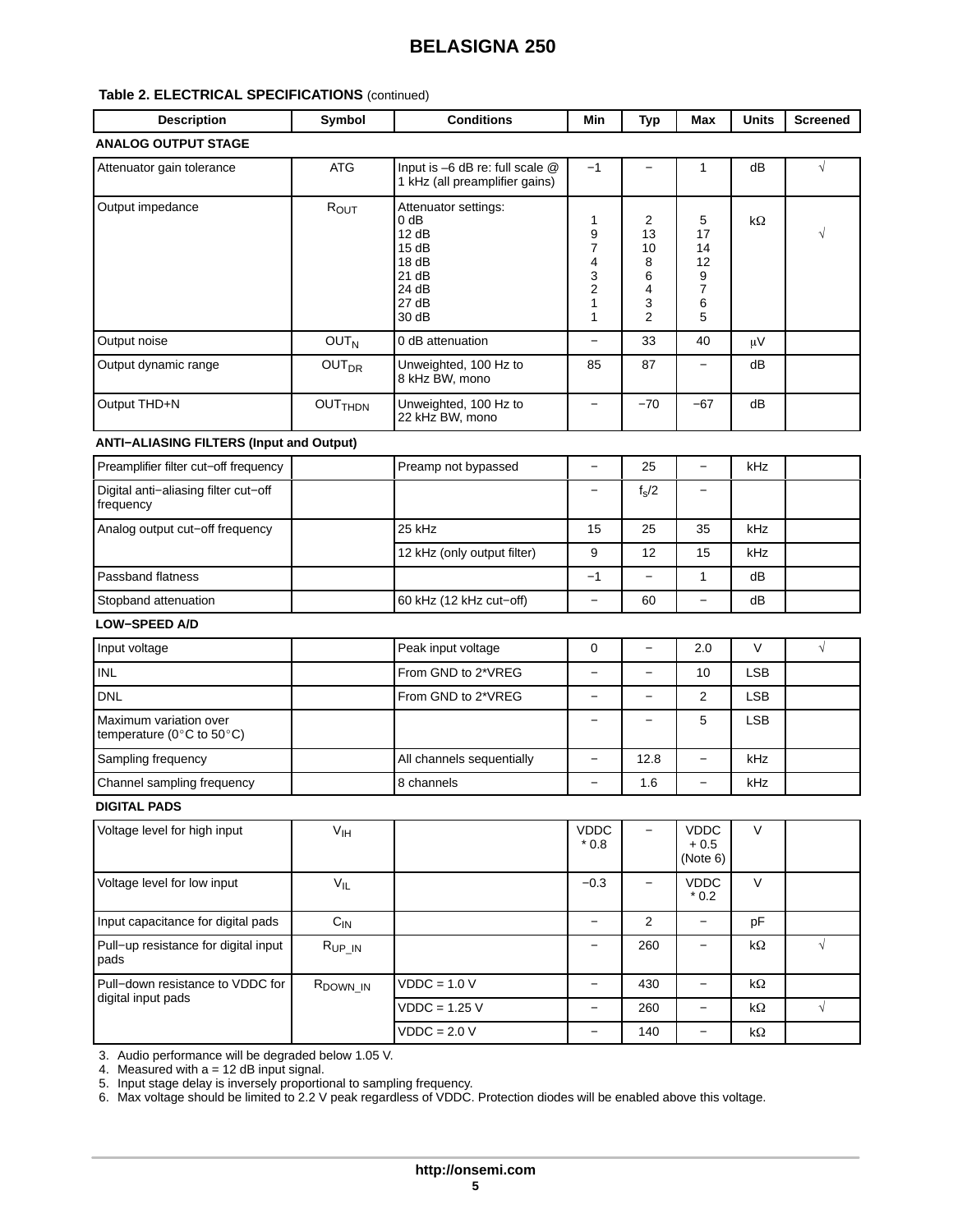**Table 2. ELECTRICAL SPECIFICATIONS** (continued)

| Description | Symbol | Conditions | Min | Typ | Max | Units | Screened |
|---|---|---|---|---|---|---|---|
| **ANALOG OUTPUT STAGE** | | | | | | | |
| Attenuator gain tolerance | ATG | Input is –6 dB re: full scale @ 1 kHz (all preamplifier gains) | −1 | − | 1 | dB | √ |
| Output impedance | $R_{OUT}$ | Attenuator settings:<br>0 dB<br>12 dB<br>15 dB<br>18 dB<br>21 dB<br>24 dB<br>27 dB<br>30 dB | <br>1<br>9<br>7<br>4<br>3<br>2<br>1<br>1 | <br>2<br>13<br>10<br>8<br>6<br>4<br>3<br>2 | <br>5<br>17<br>14<br>12<br>9<br>7<br>6<br>5 | kΩ | √ |
| Output noise | $OUT_N$ | 0 dB attenuation | − | 33 | 40 | μV | |
| Output dynamic range | $OUT_{DR}$ | Unweighted, 100 Hz to 8 kHz BW, mono | 85 | 87 | − | dB | |
| Output THD+N | $OUT_{THDN}$ | Unweighted, 100 Hz to 22 kHz BW, mono | − | −70 | −67 | dB | |
| **ANTI−ALIASING FILTERS (Input and Output)** | | | | | | | |
| Preamplifier filter cut−off frequency | | Preamp not bypassed | − | 25 | − | kHz | |
| Digital anti−aliasing filter cut−off frequency | | | − | $f_s/2$ | − | | |
| Analog output cut−off frequency | | 25 kHz | 15 | 25 | 35 | kHz | |
| | | 12 kHz (only output filter) | 9 | 12 | 15 | kHz | |
| Passband flatness | | | −1 | − | 1 | dB | |
| Stopband attenuation | | 60 kHz (12 kHz cut−off) | − | 60 | − | dB | |
| **LOW−SPEED A/D** | | | | | | | |
| Input voltage | | Peak input voltage | 0 | − | 2.0 | V | √ |
| INL | | From GND to 2*VREG | − | − | 10 | LSB | |
| DNL | | From GND to 2*VREG | − | − | 2 | LSB | |
| Maximum variation over temperature (0°C to 50°C) | | | − | − | 5 | LSB | |
| Sampling frequency | | All channels sequentially | − | 12.8 | − | kHz | |
| Channel sampling frequency | | 8 channels | − | 1.6 | − | kHz | |
| **DIGITAL PADS** | | | | | | | |
| Voltage level for high input | $V_{IH}$ | | VDDC * 0.8 | − | VDDC + 0.5 (Note 6) | V | |
| Voltage level for low input | $V_{IL}$ | | −0.3 | − | VDDC * 0.2 | V | |
| Input capacitance for digital pads | $C_{IN}$ | | − | 2 | − | pF | |
| Pull−up resistance for digital input pads | $R_{UP\_IN}$ | | − | 260 | − | kΩ | √ |
| Pull−down resistance to VDDC for digital input pads | $R_{DOWN\_IN}$ | VDDC = 1.0 V | − | 430 | − | kΩ | |
| | | VDDC = 1.25 V | − | 260 | − | kΩ | √ |
| | | VDDC = 2.0 V | − | 140 | − | kΩ | |

3. Audio performance will be degraded below 1.05 V.
4. Measured with a = 12 dB input signal.
5. Input stage delay is inversely proportional to sampling frequency.
6. Max voltage should be limited to 2.2 V peak regardless of VDDC. Protection diodes will be enabled above this voltage.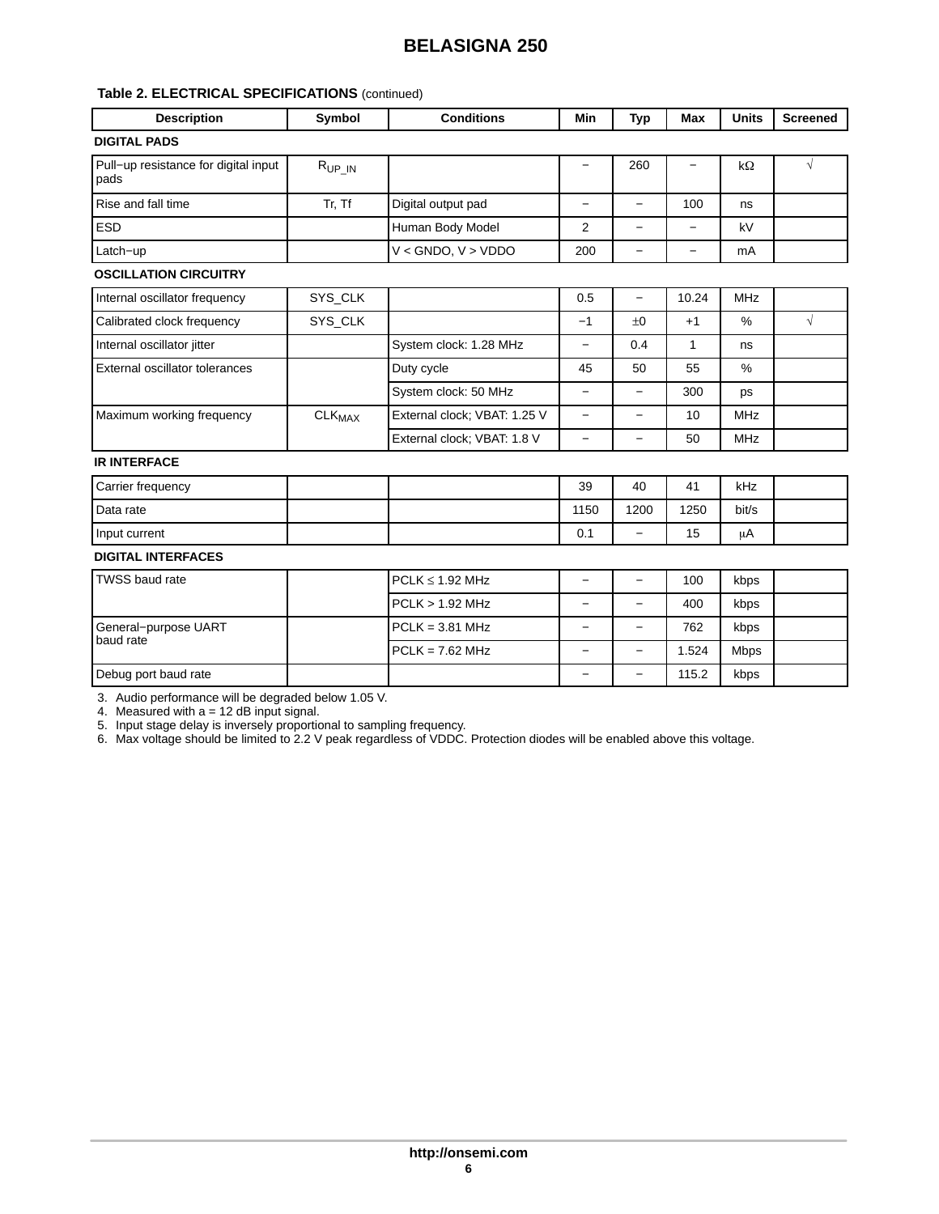**Table 2. ELECTRICAL SPECIFICATIONS** (continued)

| Description | Symbol | Conditions | Min | Typ | Max | Units | Screened |
|---|---|---|---|---|---|---|---|
| **DIGITAL PADS** | | | | | | | |
| Pull−up resistance for digital input pads | $R_{UP\_IN}$ | | − | 260 | − | kΩ | √ |
| Rise and fall time | Tr, Tf | Digital output pad | − | − | 100 | ns | |
| ESD | | Human Body Model | 2 | − | − | kV | |
| Latch−up | | V < GNDO, V > VDDO | 200 | − | − | mA | |
| **OSCILLATION CIRCUITRY** | | | | | | | |
| Internal oscillator frequency | SYS_CLK | | 0.5 | − | 10.24 | MHz | |
| Calibrated clock frequency | SYS_CLK | | −1 | ±0 | +1 | % | √ |
| Internal oscillator jitter | | System clock: 1.28 MHz | − | 0.4 | 1 | ns | |
| External oscillator tolerances | | Duty cycle | 45 | 50 | 55 | % | |
| | | System clock: 50 MHz | − | − | 300 | ps | |
| Maximum working frequency | $CLK_{MAX}$ | External clock; VBAT: 1.25 V | − | − | 10 | MHz | |
| | | External clock; VBAT: 1.8 V | − | − | 50 | MHz | |
| **IR INTERFACE** | | | | | | | |
| Carrier frequency | | | 39 | 40 | 41 | kHz | |
| Data rate | | | 1150 | 1200 | 1250 | bit/s | |
| Input current | | | 0.1 | − | 15 | μA | |
| **DIGITAL INTERFACES** | | | | | | | |
| TWSS baud rate | | PCLK ≤ 1.92 MHz | − | − | 100 | kbps | |
| | | PCLK > 1.92 MHz | − | − | 400 | kbps | |
| General−purpose UART baud rate | | PCLK = 3.81 MHz | − | − | 762 | kbps | |
| | | PCLK = 7.62 MHz | − | − | 1.524 | Mbps | |
| Debug port baud rate | | | − | − | 115.2 | kbps | |

3. Audio performance will be degraded below 1.05 V.
4. Measured with a = 12 dB input signal.
5. Input stage delay is inversely proportional to sampling frequency.
6. Max voltage should be limited to 2.2 V peak regardless of VDDC. Protection diodes will be enabled above this voltage.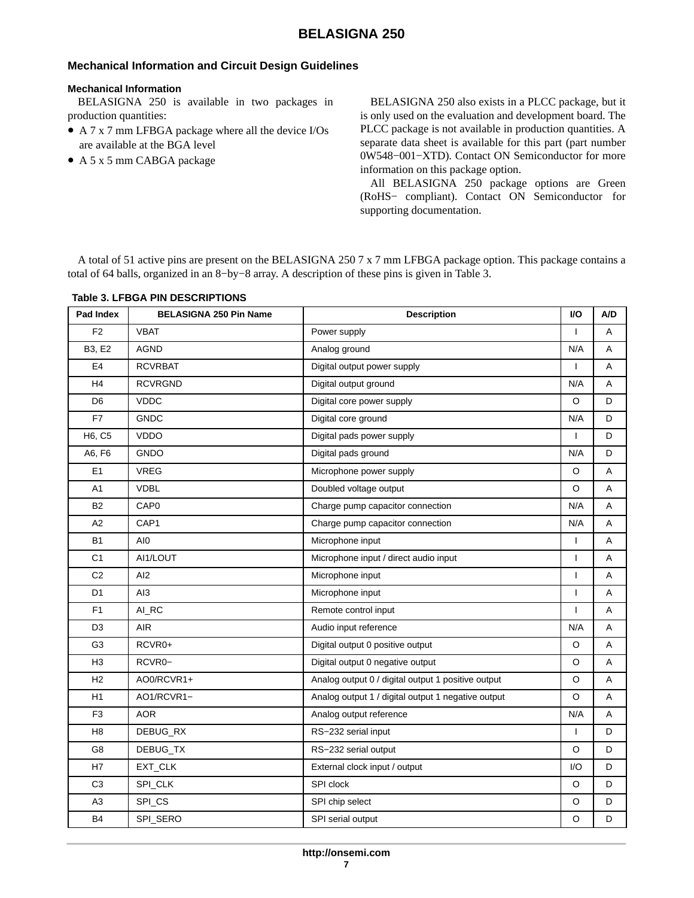## Mechanical Information and Circuit Design Guidelines

### Mechanical Information

BELASIGNA 250 is available in two packages in production quantities:

- A 7 x 7 mm LFBGA package where all the device I/Os are available at the BGA level
- A 5 x 5 mm CABGA package

BELASIGNA 250 also exists in a PLCC package, but it is only used on the evaluation and development board. The PLCC package is not available in production quantities. A separate data sheet is available for this part (part number 0W548−001−XTD). Contact ON Semiconductor for more information on this package option.

All BELASIGNA 250 package options are Green (RoHS− compliant). Contact ON Semiconductor for supporting documentation.

A total of 51 active pins are present on the BELASIGNA 250 7 x 7 mm LFBGA package option. This package contains a total of 64 balls, organized in an 8−by−8 array. A description of these pins is given in Table 3.

**Table 3. LFBGA PIN DESCRIPTIONS**

| Pad Index | BELASIGNA 250 Pin Name | Description | I/O | A/D |
|---|---|---|---|---|
| F2 | VBAT | Power supply | I | A |
| B3, E2 | AGND | Analog ground | N/A | A |
| E4 | RCVRBAT | Digital output power supply | I | A |
| H4 | RCVRGND | Digital output ground | N/A | A |
| D6 | VDDC | Digital core power supply | O | D |
| F7 | GNDC | Digital core ground | N/A | D |
| H6, C5 | VDDO | Digital pads power supply | I | D |
| A6, F6 | GNDO | Digital pads ground | N/A | D |
| E1 | VREG | Microphone power supply | O | A |
| A1 | VDBL | Doubled voltage output | O | A |
| B2 | CAP0 | Charge pump capacitor connection | N/A | A |
| A2 | CAP1 | Charge pump capacitor connection | N/A | A |
| B1 | AI0 | Microphone input | I | A |
| C1 | AI1/LOUT | Microphone input / direct audio input | I | A |
| C2 | AI2 | Microphone input | I | A |
| D1 | AI3 | Microphone input | I | A |
| F1 | AI_RC | Remote control input | I | A |
| D3 | AIR | Audio input reference | N/A | A |
| G3 | RCVR0+ | Digital output 0 positive output | O | A |
| H3 | RCVR0− | Digital output 0 negative output | O | A |
| H2 | AO0/RCVR1+ | Analog output 0 / digital output 1 positive output | O | A |
| H1 | AO1/RCVR1− | Analog output 1 / digital output 1 negative output | O | A |
| F3 | AOR | Analog output reference | N/A | A |
| H8 | DEBUG_RX | RS−232 serial input | I | D |
| G8 | DEBUG_TX | RS−232 serial output | O | D |
| H7 | EXT_CLK | External clock input / output | I/O | D |
| C3 | SPI_CLK | SPI clock | O | D |
| A3 | SPI_CS | SPI chip select | O | D |
| B4 | SPI_SERO | SPI serial output | O | D |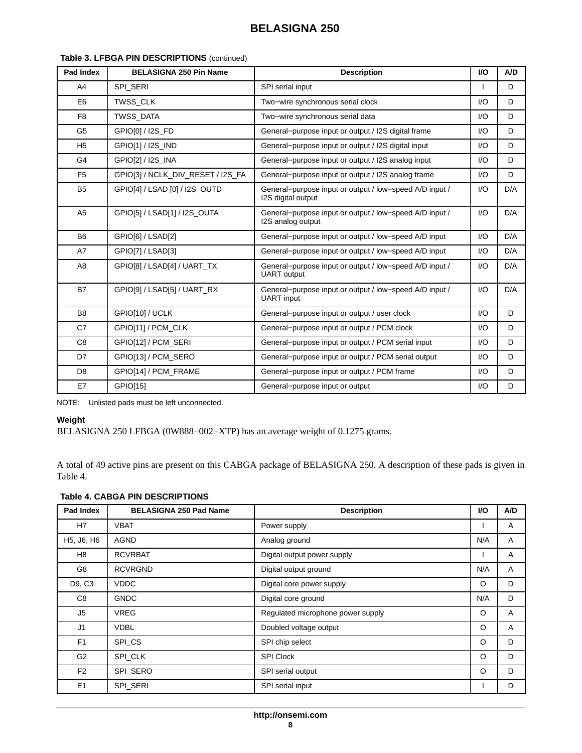**Table 3. LFBGA PIN DESCRIPTIONS** (continued)

| Pad Index | BELASIGNA 250 Pin Name | Description | I/O | A/D |
|---|---|---|---|---|
| A4 | SPI_SERI | SPI serial input | I | D |
| E6 | TWSS_CLK | Two−wire synchronous serial clock | I/O | D |
| F8 | TWSS_DATA | Two−wire synchronous serial data | I/O | D |
| G5 | GPIO[0] / I2S_FD | General−purpose input or output / I2S digital frame | I/O | D |
| H5 | GPIO[1] / I2S_IND | General−purpose input or output / I2S digital input | I/O | D |
| G4 | GPIO[2] / I2S_INA | General−purpose input or output / I2S analog input | I/O | D |
| F5 | GPIO[3] / NCLK_DIV_RESET / I2S_FA | General−purpose input or output / I2S analog frame | I/O | D |
| B5 | GPIO[4] / LSAD [0] / I2S_OUTD | General−purpose input or output / low−speed A/D input / I2S digital output | I/O | D/A |
| A5 | GPIO[5] / LSAD[1] / I2S_OUTA | General−purpose input or output / low−speed A/D input / I2S analog output | I/O | D/A |
| B6 | GPIO[6] / LSAD[2] | General−purpose input or output / low−speed A/D input | I/O | D/A |
| A7 | GPIO[7] / LSAD[3] | General−purpose input or output / low−speed A/D input | I/O | D/A |
| A8 | GPIO[8] / LSAD[4] / UART_TX | General−purpose input or output / low−speed A/D input / UART output | I/O | D/A |
| B7 | GPIO[9] / LSAD[5] / UART_RX | General−purpose input or output / low−speed A/D input / UART input | I/O | D/A |
| B8 | GPIO[10] / UCLK | General−purpose input or output / user clock | I/O | D |
| C7 | GPIO[11] / PCM_CLK | General−purpose input or output / PCM clock | I/O | D |
| C8 | GPIO[12] / PCM_SERI | General−purpose input or output / PCM serial input | I/O | D |
| D7 | GPIO[13] / PCM_SERO | General−purpose input or output / PCM serial output | I/O | D |
| D8 | GPIO[14] / PCM_FRAME | General−purpose input or output / PCM frame | I/O | D |
| E7 | GPIO[15] | General−purpose input or output | I/O | D |

NOTE: Unlisted pads must be left unconnected.

**Weight**

BELASIGNA 250 LFBGA (0W888−002−XTP) has an average weight of 0.1275 grams.

A total of 49 active pins are present on this CABGA package of BELASIGNA 250. A description of these pads is given in Table 4.

**Table 4. CABGA PIN DESCRIPTIONS**

| Pad Index | BELASIGNA 250 Pad Name | Description | I/O | A/D |
|---|---|---|---|---|
| H7 | VBAT | Power supply | I | A |
| H5, J6, H6 | AGND | Analog ground | N/A | A |
| H8 | RCVRBAT | Digital output power supply | I | A |
| G8 | RCVRGND | Digital output ground | N/A | A |
| D9, C3 | VDDC | Digital core power supply | O | D |
| C8 | GNDC | Digital core ground | N/A | D |
| J5 | VREG | Regulated microphone power supply | O | A |
| J1 | VDBL | Doubled voltage output | O | A |
| F1 | SPI_CS | SPI chip select | O | D |
| G2 | SPI_CLK | SPI Clock | O | D |
| F2 | SPI_SERO | SPI serial output | O | D |
| E1 | SPI_SERI | SPI serial input | I | D |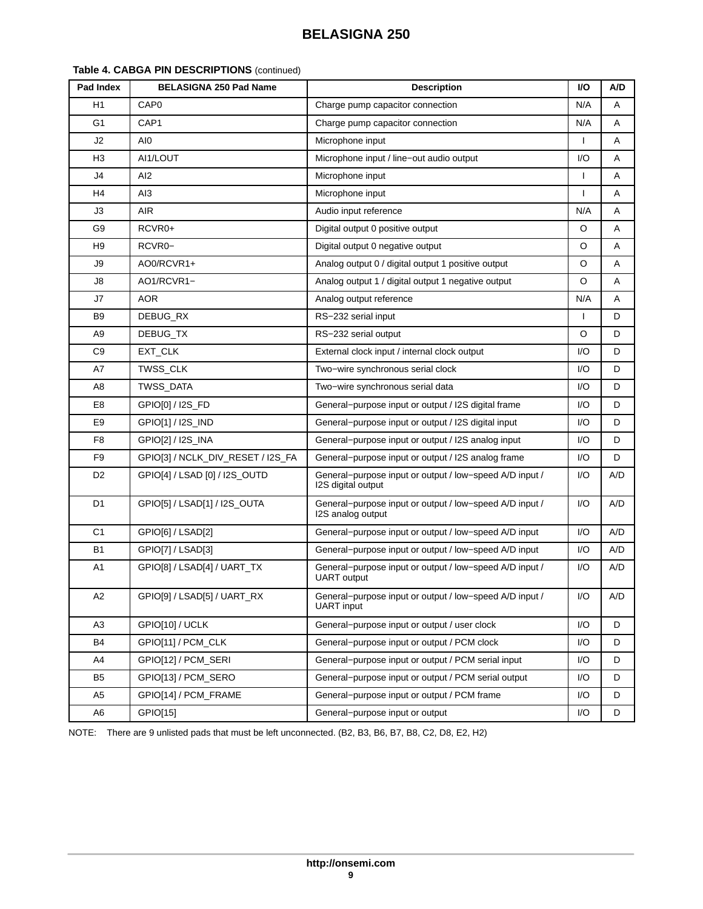**Table 4. CABGA PIN DESCRIPTIONS** (continued)

| Pad Index | BELASIGNA 250 Pad Name | Description | I/O | A/D |
|---|---|---|---|---|
| H1 | CAP0 | Charge pump capacitor connection | N/A | A |
| G1 | CAP1 | Charge pump capacitor connection | N/A | A |
| J2 | AI0 | Microphone input | I | A |
| H3 | AI1/LOUT | Microphone input / line−out audio output | I/O | A |
| J4 | AI2 | Microphone input | I | A |
| H4 | AI3 | Microphone input | I | A |
| J3 | AIR | Audio input reference | N/A | A |
| G9 | RCVR0+ | Digital output 0 positive output | O | A |
| H9 | RCVR0− | Digital output 0 negative output | O | A |
| J9 | AO0/RCVR1+ | Analog output 0 / digital output 1 positive output | O | A |
| J8 | AO1/RCVR1− | Analog output 1 / digital output 1 negative output | O | A |
| J7 | AOR | Analog output reference | N/A | A |
| B9 | DEBUG_RX | RS−232 serial input | I | D |
| A9 | DEBUG_TX | RS−232 serial output | O | D |
| C9 | EXT_CLK | External clock input / internal clock output | I/O | D |
| A7 | TWSS_CLK | Two−wire synchronous serial clock | I/O | D |
| A8 | TWSS_DATA | Two−wire synchronous serial data | I/O | D |
| E8 | GPIO[0] / I2S_FD | General−purpose input or output / I2S digital frame | I/O | D |
| E9 | GPIO[1] / I2S_IND | General−purpose input or output / I2S digital input | I/O | D |
| F8 | GPIO[2] / I2S_INA | General−purpose input or output / I2S analog input | I/O | D |
| F9 | GPIO[3] / NCLK_DIV_RESET / I2S_FA | General−purpose input or output / I2S analog frame | I/O | D |
| D2 | GPIO[4] / LSAD [0] / I2S_OUTD | General−purpose input or output / low−speed A/D input / I2S digital output | I/O | A/D |
| D1 | GPIO[5] / LSAD[1] / I2S_OUTA | General−purpose input or output / low−speed A/D input / I2S analog output | I/O | A/D |
| C1 | GPIO[6] / LSAD[2] | General−purpose input or output / low−speed A/D input | I/O | A/D |
| B1 | GPIO[7] / LSAD[3] | General−purpose input or output / low−speed A/D input | I/O | A/D |
| A1 | GPIO[8] / LSAD[4] / UART_TX | General−purpose input or output / low−speed A/D input / UART output | I/O | A/D |
| A2 | GPIO[9] / LSAD[5] / UART_RX | General−purpose input or output / low−speed A/D input / UART input | I/O | A/D |
| A3 | GPIO[10] / UCLK | General−purpose input or output / user clock | I/O | D |
| B4 | GPIO[11] / PCM_CLK | General−purpose input or output / PCM clock | I/O | D |
| A4 | GPIO[12] / PCM_SERI | General−purpose input or output / PCM serial input | I/O | D |
| B5 | GPIO[13] / PCM_SERO | General−purpose input or output / PCM serial output | I/O | D |
| A5 | GPIO[14] / PCM_FRAME | General−purpose input or output / PCM frame | I/O | D |
| A6 | GPIO[15] | General−purpose input or output | I/O | D |

NOTE: There are 9 unlisted pads that must be left unconnected. (B2, B3, B6, B7, B8, C2, D8, E2, H2)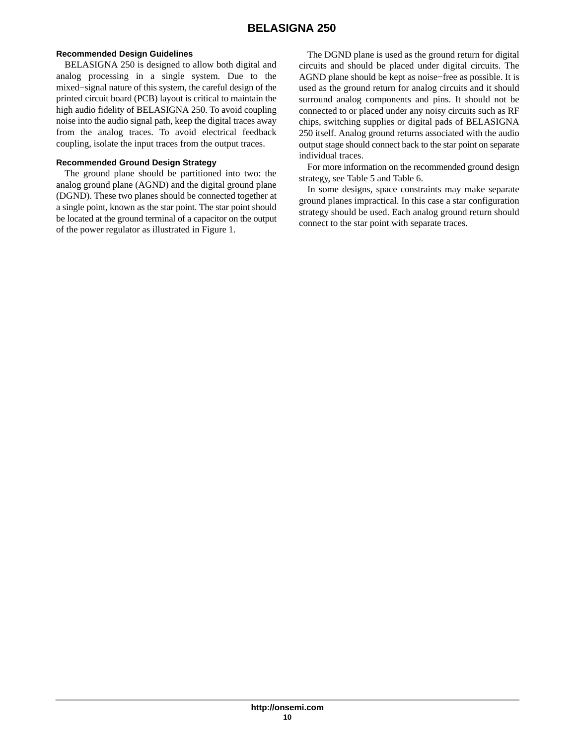### Recommended Design Guidelines

BELASIGNA 250 is designed to allow both digital and analog processing in a single system. Due to the mixed−signal nature of this system, the careful design of the printed circuit board (PCB) layout is critical to maintain the high audio fidelity of BELASIGNA 250. To avoid coupling noise into the audio signal path, keep the digital traces away from the analog traces. To avoid electrical feedback coupling, isolate the input traces from the output traces.

### Recommended Ground Design Strategy

The ground plane should be partitioned into two: the analog ground plane (AGND) and the digital ground plane (DGND). These two planes should be connected together at a single point, known as the star point. The star point should be located at the ground terminal of a capacitor on the output of the power regulator as illustrated in Figure 1.

The DGND plane is used as the ground return for digital circuits and should be placed under digital circuits. The AGND plane should be kept as noise−free as possible. It is used as the ground return for analog circuits and it should surround analog components and pins. It should not be connected to or placed under any noisy circuits such as RF chips, switching supplies or digital pads of BELASIGNA 250 itself. Analog ground returns associated with the audio output stage should connect back to the star point on separate individual traces.

For more information on the recommended ground design strategy, see Table 5 and Table 6.

In some designs, space constraints may make separate ground planes impractical. In this case a star configuration strategy should be used. Each analog ground return should connect to the star point with separate traces.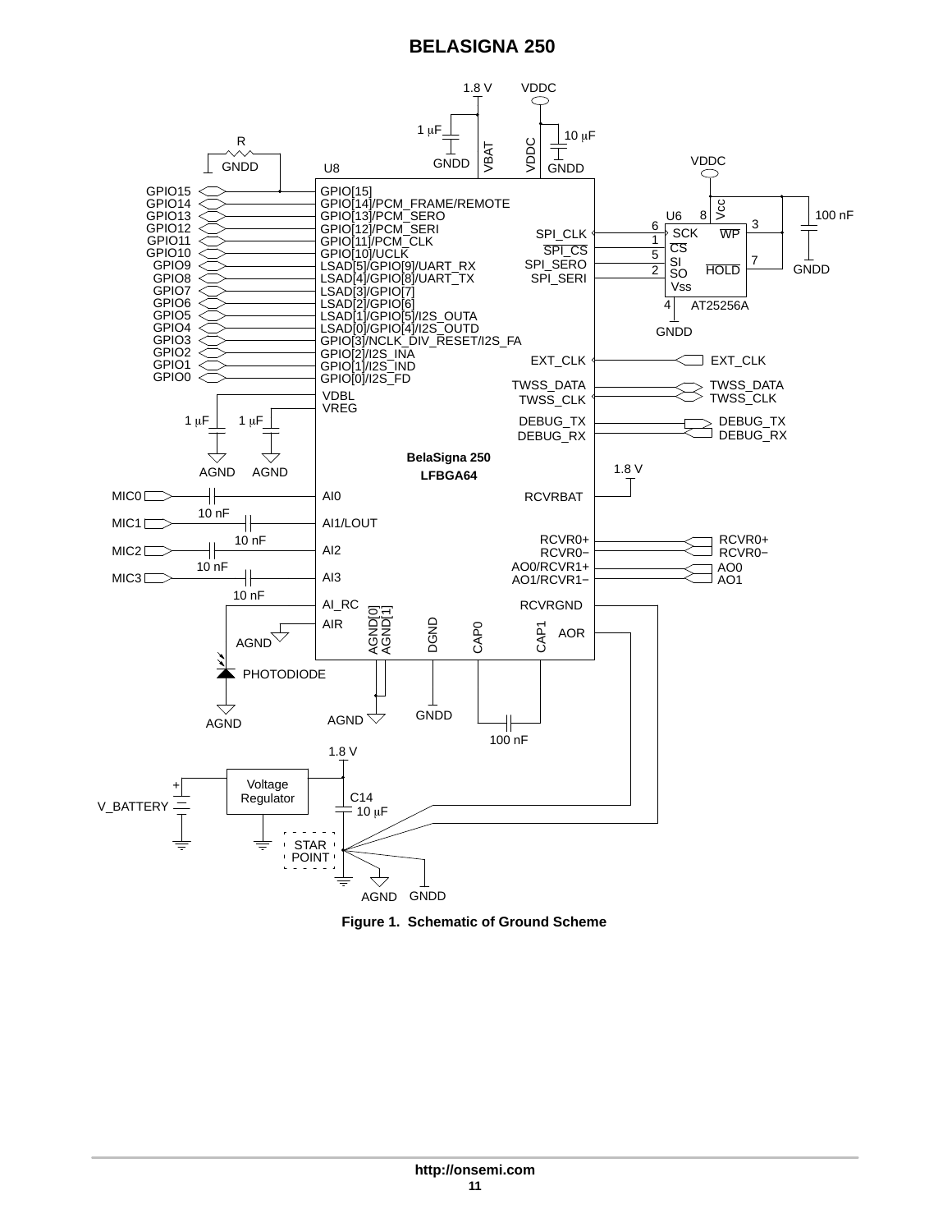Figure 1. Schematic of Ground Scheme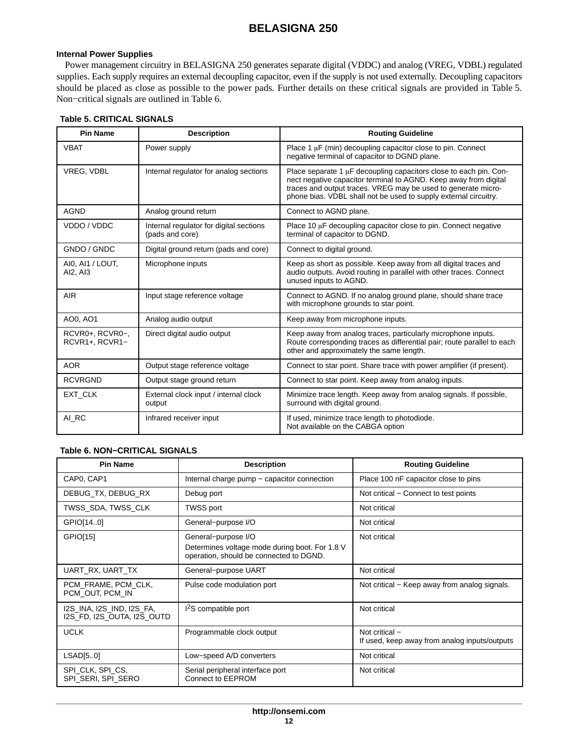### Internal Power Supplies

Power management circuitry in BELASIGNA 250 generates separate digital (VDDC) and analog (VREG, VDBL) regulated supplies. Each supply requires an external decoupling capacitor, even if the supply is not used externally. Decoupling capacitors should be placed as close as possible to the power pads. Further details on these critical signals are provided in Table 5. Non−critical signals are outlined in Table 6.

**Table 5. CRITICAL SIGNALS**

| Pin Name | Description | Routing Guideline |
| --- | --- | --- |
| VBAT | Power supply | Place 1 μF (min) decoupling capacitor close to pin. Connect negative terminal of capacitor to DGND plane. |
| VREG, VDBL | Internal regulator for analog sections | Place separate 1 μF decoupling capacitors close to each pin. Connect negative capacitor terminal to AGND. Keep away from digital traces and output traces. VREG may be used to generate microphone bias. VDBL shall not be used to supply external circuitry. |
| AGND | Analog ground return | Connect to AGND plane. |
| VDDO / VDDC | Internal regulator for digital sections (pads and core) | Place 10 μF decoupling capacitor close to pin. Connect negative terminal of capacitor to DGND. |
| GNDO / GNDC | Digital ground return (pads and core) | Connect to digital ground. |
| AI0, AI1 / LOUT, AI2, AI3 | Microphone inputs | Keep as short as possible. Keep away from all digital traces and audio outputs. Avoid routing in parallel with other traces. Connect unused inputs to AGND. |
| AIR | Input stage reference voltage | Connect to AGND. If no analog ground plane, should share trace with microphone grounds to star point. |
| AO0, AO1 | Analog audio output | Keep away from microphone inputs. |
| RCVR0+, RCVR0−, RCVR1+, RCVR1− | Direct digital audio output | Keep away from analog traces, particularly microphone inputs. Route corresponding traces as differential pair; route parallel to each other and approximately the same length. |
| AOR | Output stage reference voltage | Connect to star point. Share trace with power amplifier (if present). |
| RCVRGND | Output stage ground return | Connect to star point. Keep away from analog inputs. |
| EXT_CLK | External clock input / internal clock output | Minimize trace length. Keep away from analog signals. If possible, surround with digital ground. |
| AI_RC | Infrared receiver input | If used, minimize trace length to photodiode. Not available on the CABGA option |

**Table 6. NON−CRITICAL SIGNALS**

| Pin Name | Description | Routing Guideline |
| --- | --- | --- |
| CAP0, CAP1 | Internal charge pump − capacitor connection | Place 100 nF capacitor close to pins |
| DEBUG_TX, DEBUG_RX | Debug port | Not critical − Connect to test points |
| TWSS_SDA, TWSS_CLK | TWSS port | Not critical |
| GPIO[14..0] | General−purpose I/O | Not critical |
| GPIO[15] | General−purpose I/O<br>Determines voltage mode during boot. For 1.8 V operation, should be connected to DGND. | Not critical |
| UART_RX, UART_TX | General−purpose UART | Not critical |
| PCM_FRAME, PCM_CLK, PCM_OUT, PCM_IN | Pulse code modulation port | Not critical − Keep away from analog signals. |
| I2S_INA, I2S_IND, I2S_FA, I2S_FD, I2S_OUTA, I2S_OUTD | $I^2S$ compatible port | Not critical |
| UCLK | Programmable clock output | Not critical −<br>If used, keep away from analog inputs/outputs |
| LSAD[5..0] | Low−speed A/D converters | Not critical |
| SPI_CLK, SPI_CS, SPI_SERI, SPI_SERO | Serial peripheral interface port<br>Connect to EEPROM | Not critical |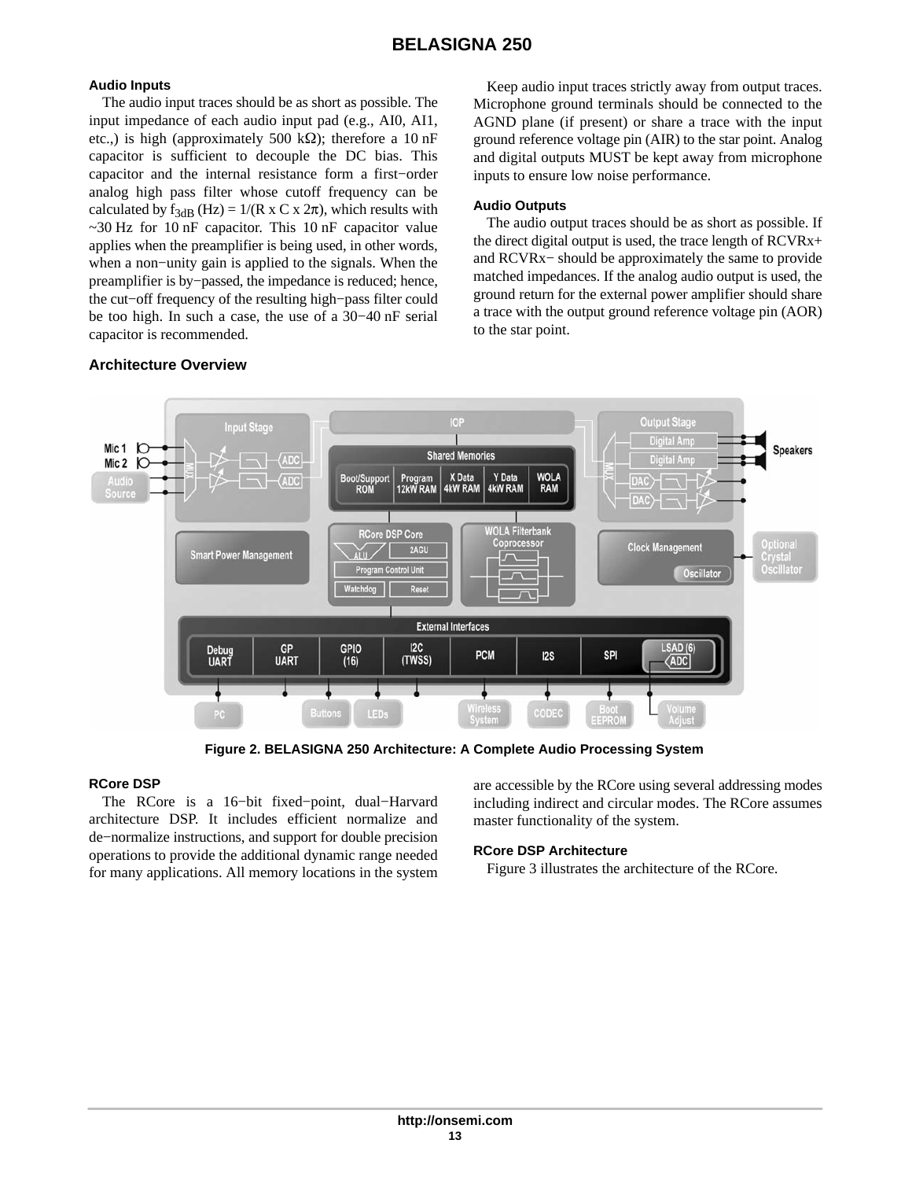### Audio Inputs

The audio input traces should be as short as possible. The input impedance of each audio input pad (e.g., AI0, AI1, etc.,) is high (approximately 500 kΩ); therefore a 10 nF capacitor is sufficient to decouple the DC bias. This capacitor and the internal resistance form a first−order analog high pass filter whose cutoff frequency can be calculated by $f_{3dB}$ (Hz) = 1/(R x C x 2π), which results with ~30 Hz for 10 nF capacitor. This 10 nF capacitor value applies when the preamplifier is being used, in other words, when a non−unity gain is applied to the signals. When the preamplifier is by−passed, the impedance is reduced; hence, the cut−off frequency of the resulting high−pass filter could be too high. In such a case, the use of a 30−40 nF serial capacitor is recommended.

Keep audio input traces strictly away from output traces. Microphone ground terminals should be connected to the AGND plane (if present) or share a trace with the input ground reference voltage pin (AIR) to the star point. Analog and digital outputs MUST be kept away from microphone inputs to ensure low noise performance.

### Audio Outputs

The audio output traces should be as short as possible. If the direct digital output is used, the trace length of RCVRx+ and RCVRx− should be approximately the same to provide matched impedances. If the analog audio output is used, the ground return for the external power amplifier should share a trace with the output ground reference voltage pin (AOR) to the star point.

## Architecture Overview

**Figure 2. BELASIGNA 250 Architecture: A Complete Audio Processing System**

### RCore DSP

The RCore is a 16−bit fixed−point, dual−Harvard architecture DSP. It includes efficient normalize and de−normalize instructions, and support for double precision operations to provide the additional dynamic range needed for many applications. All memory locations in the system are accessible by the RCore using several addressing modes including indirect and circular modes. The RCore assumes master functionality of the system.

### RCore DSP Architecture

Figure 3 illustrates the architecture of the RCore.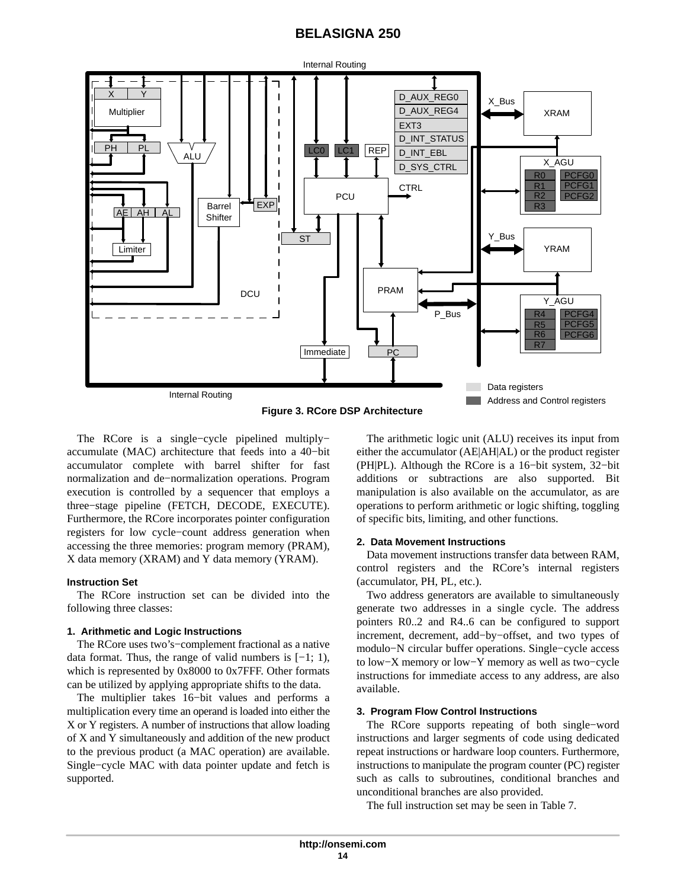Figure 3. RCore DSP Architecture

The RCore is a single−cycle pipelined multiply−accumulate (MAC) architecture that feeds into a 40−bit accumulator complete with barrel shifter for fast normalization and de−normalization operations. Program execution is controlled by a sequencer that employs a three−stage pipeline (FETCH, DECODE, EXECUTE). Furthermore, the RCore incorporates pointer configuration registers for low cycle−count address generation when accessing the three memories: program memory (PRAM), X data memory (XRAM) and Y data memory (YRAM).

#### Instruction Set

The RCore instruction set can be divided into the following three classes:

##### 1. Arithmetic and Logic Instructions

The RCore uses two's−complement fractional as a native data format. Thus, the range of valid numbers is [−1; 1), which is represented by 0x8000 to 0x7FFF. Other formats can be utilized by applying appropriate shifts to the data.

The multiplier takes 16−bit values and performs a multiplication every time an operand is loaded into either the X or Y registers. A number of instructions that allow loading of X and Y simultaneously and addition of the new product to the previous product (a MAC operation) are available. Single−cycle MAC with data pointer update and fetch is supported.

The arithmetic logic unit (ALU) receives its input from either the accumulator (AE|AH|AL) or the product register (PH|PL). Although the RCore is a 16−bit system, 32−bit additions or subtractions are also supported. Bit manipulation is also available on the accumulator, as are operations to perform arithmetic or logic shifting, toggling of specific bits, limiting, and other functions.

##### 2. Data Movement Instructions

Data movement instructions transfer data between RAM, control registers and the RCore's internal registers (accumulator, PH, PL, etc.).

Two address generators are available to simultaneously generate two addresses in a single cycle. The address pointers R0..2 and R4..6 can be configured to support increment, decrement, add−by−offset, and two types of modulo−N circular buffer operations. Single−cycle access to low−X memory or low−Y memory as well as two−cycle instructions for immediate access to any address, are also available.

##### 3. Program Flow Control Instructions

The RCore supports repeating of both single−word instructions and larger segments of code using dedicated repeat instructions or hardware loop counters. Furthermore, instructions to manipulate the program counter (PC) register such as calls to subroutines, conditional branches and unconditional branches are also provided.

The full instruction set may be seen in Table 7.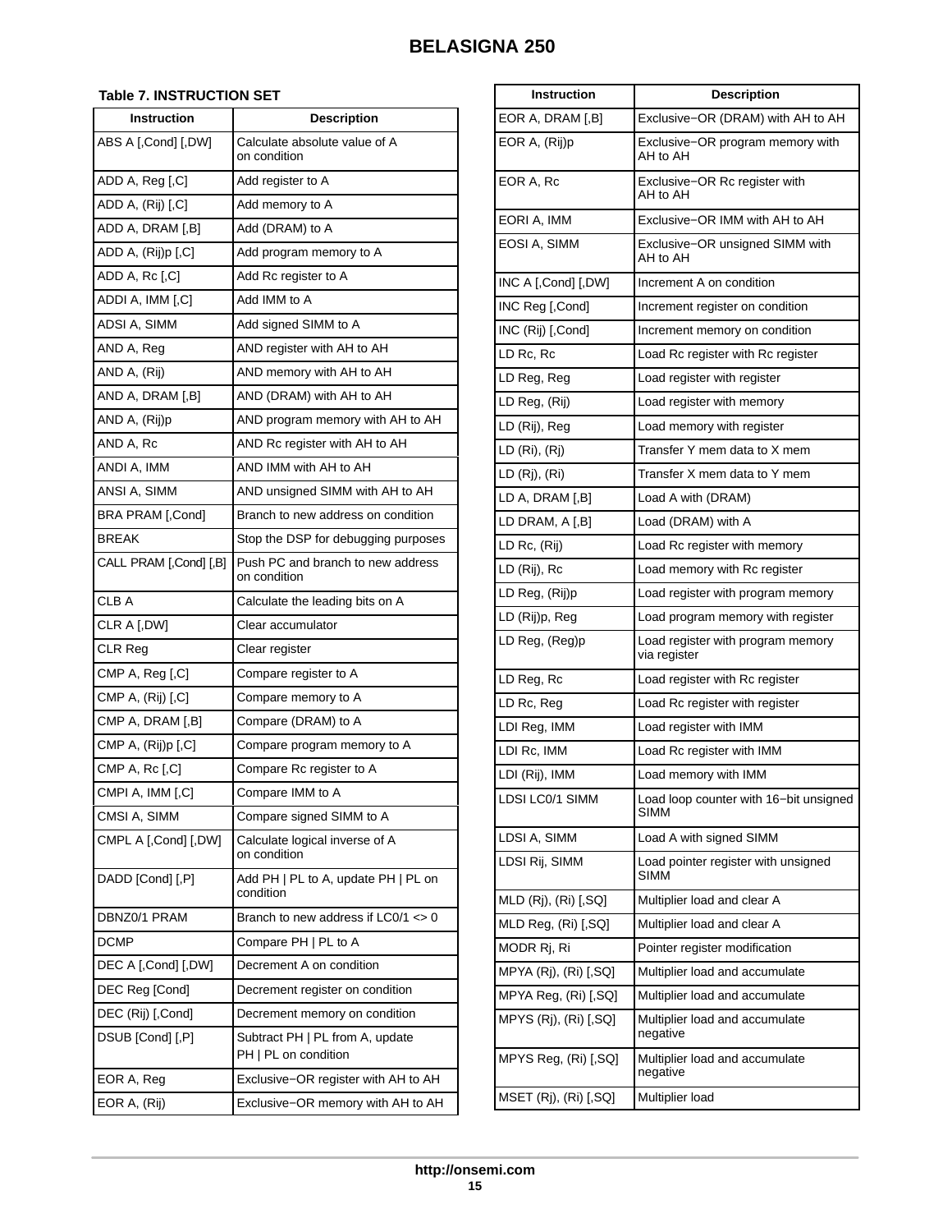**Table 7. INSTRUCTION SET**

| Instruction | Description |
| --- | --- |
| ABS A [,Cond] [,DW] | Calculate absolute value of A on condition |
| ADD A, Reg [,C] | Add register to A |
| ADD A, (Rij) [,C] | Add memory to A |
| ADD A, DRAM [,B] | Add (DRAM) to A |
| ADD A, (Rij)p [,C] | Add program memory to A |
| ADD A, Rc [,C] | Add Rc register to A |
| ADDI A, IMM [,C] | Add IMM to A |
| ADSI A, SIMM | Add signed SIMM to A |
| AND A, Reg | AND register with AH to AH |
| AND A, (Rij) | AND memory with AH to AH |
| AND A, DRAM [,B] | AND (DRAM) with AH to AH |
| AND A, (Rij)p | AND program memory with AH to AH |
| AND A, Rc | AND Rc register with AH to AH |
| ANDI A, IMM | AND IMM with AH to AH |
| ANSI A, SIMM | AND unsigned SIMM with AH to AH |
| BRA PRAM [,Cond] | Branch to new address on condition |
| BREAK | Stop the DSP for debugging purposes |
| CALL PRAM [,Cond] [,B] | Push PC and branch to new address on condition |
| CLB A | Calculate the leading bits on A |
| CLR A [,DW] | Clear accumulator |
| CLR Reg | Clear register |
| CMP A, Reg [,C] | Compare register to A |
| CMP A, (Rij) [,C] | Compare memory to A |
| CMP A, DRAM [,B] | Compare (DRAM) to A |
| CMP A, (Rij)p [,C] | Compare program memory to A |
| CMP A, Rc [,C] | Compare Rc register to A |
| CMPI A, IMM [,C] | Compare IMM to A |
| CMSI A, SIMM | Compare signed SIMM to A |
| CMPL A [,Cond] [,DW] | Calculate logical inverse of A on condition |
| DADD [Cond] [,P] | Add PH \| PL to A, update PH \| PL on condition |
| DBNZ0/1 PRAM | Branch to new address if LC0/1 <> 0 |
| DCMP | Compare PH \| PL to A |
| DEC A [,Cond] [,DW] | Decrement A on condition |
| DEC Reg [Cond] | Decrement register on condition |
| DEC (Rij) [,Cond] | Decrement memory on condition |
| DSUB [Cond] [,P] | Subtract PH \| PL from A, update PH \| PL on condition |
| EOR A, Reg | Exclusive−OR register with AH to AH |
| EOR A, (Rij) | Exclusive−OR memory with AH to AH |
| EOR A, DRAM [,B] | Exclusive−OR (DRAM) with AH to AH |
| EOR A, (Rij)p | Exclusive−OR program memory with AH to AH |
| EOR A, Rc | Exclusive−OR Rc register with AH to AH |
| EORI A, IMM | Exclusive−OR IMM with AH to AH |
| EOSI A, SIMM | Exclusive−OR unsigned SIMM with AH to AH |
| INC A [,Cond] [,DW] | Increment A on condition |
| INC Reg [,Cond] | Increment register on condition |
| INC (Rij) [,Cond] | Increment memory on condition |
| LD Rc, Rc | Load Rc register with Rc register |
| LD Reg, Reg | Load register with register |
| LD Reg, (Rij) | Load register with memory |
| LD (Rij), Reg | Load memory with register |
| LD (Ri), (Rj) | Transfer Y mem data to X mem |
| LD (Rj), (Ri) | Transfer X mem data to Y mem |
| LD A, DRAM [,B] | Load A with (DRAM) |
| LD DRAM, A [,B] | Load (DRAM) with A |
| LD Rc, (Rij) | Load Rc register with memory |
| LD (Rij), Rc | Load memory with Rc register |
| LD Reg, (Rij)p | Load register with program memory |
| LD (Rij)p, Reg | Load program memory with register |
| LD Reg, (Reg)p | Load register with program memory via register |
| LD Reg, Rc | Load register with Rc register |
| LD Rc, Reg | Load Rc register with register |
| LDI Reg, IMM | Load register with IMM |
| LDI Rc, IMM | Load Rc register with IMM |
| LDI (Rij), IMM | Load memory with IMM |
| LDSI LC0/1 SIMM | Load loop counter with 16−bit unsigned SIMM |
| LDSI A, SIMM | Load A with signed SIMM |
| LDSI Rij, SIMM | Load pointer register with unsigned SIMM |
| MLD (Rj), (Ri) [,SQ] | Multiplier load and clear A |
| MLD Reg, (Ri) [,SQ] | Multiplier load and clear A |
| MODR Rj, Ri | Pointer register modification |
| MPYA (Rj), (Ri) [,SQ] | Multiplier load and accumulate |
| MPYA Reg, (Ri) [,SQ] | Multiplier load and accumulate |
| MPYS (Rj), (Ri) [,SQ] | Multiplier load and accumulate negative |
| MPYS Reg, (Ri) [,SQ] | Multiplier load and accumulate negative |
| MSET (Rj), (Ri) [,SQ] | Multiplier load |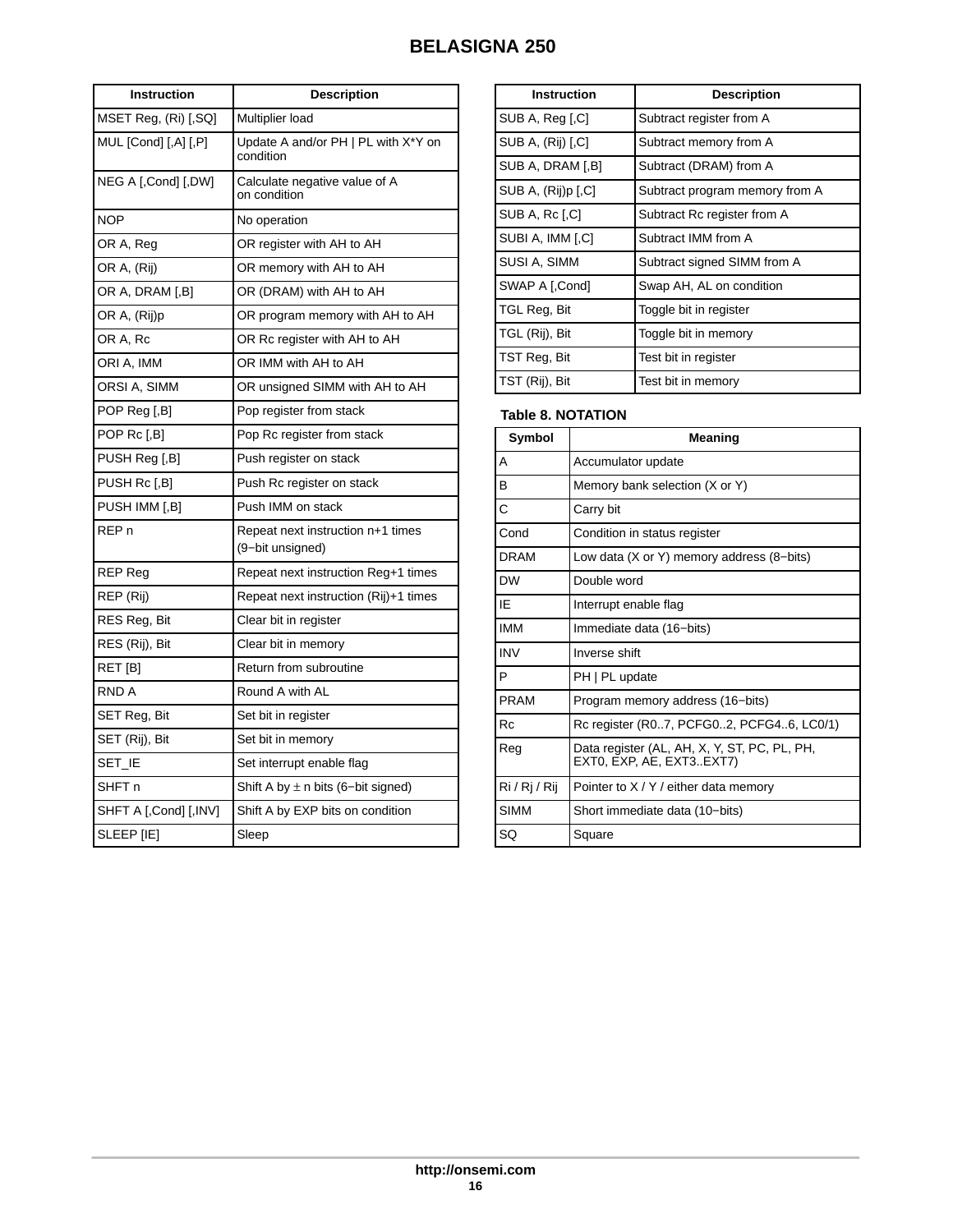| Instruction | Description |
|---|---|
| MSET Reg, (Ri) [,SQ] | Multiplier load |
| MUL [Cond] [,A] [,P] | Update A and/or PH \| PL with X*Y on condition |
| NEG A [,Cond] [,DW] | Calculate negative value of A on condition |
| NOP | No operation |
| OR A, Reg | OR register with AH to AH |
| OR A, (Rij) | OR memory with AH to AH |
| OR A, DRAM [,B] | OR (DRAM) with AH to AH |
| OR A, (Rij)p | OR program memory with AH to AH |
| OR A, Rc | OR Rc register with AH to AH |
| ORI A, IMM | OR IMM with AH to AH |
| ORSI A, SIMM | OR unsigned SIMM with AH to AH |
| POP Reg [,B] | Pop register from stack |
| POP Rc [,B] | Pop Rc register from stack |
| PUSH Reg [,B] | Push register on stack |
| PUSH Rc [,B] | Push Rc register on stack |
| PUSH IMM [,B] | Push IMM on stack |
| REP n | Repeat next instruction n+1 times (9−bit unsigned) |
| REP Reg | Repeat next instruction Reg+1 times |
| REP (Rij) | Repeat next instruction (Rij)+1 times |
| RES Reg, Bit | Clear bit in register |
| RES (Rij), Bit | Clear bit in memory |
| RET [B] | Return from subroutine |
| RND A | Round A with AL |
| SET Reg, Bit | Set bit in register |
| SET (Rij), Bit | Set bit in memory |
| SET_IE | Set interrupt enable flag |
| SHFT n | Shift A by ± n bits (6−bit signed) |
| SHFT A [,Cond] [,INV] | Shift A by EXP bits on condition |
| SLEEP [IE] | Sleep |
| SUB A, Reg [,C] | Subtract register from A |
| SUB A, (Rij) [,C] | Subtract memory from A |
| SUB A, DRAM [,B] | Subtract (DRAM) from A |
| SUB A, (Rij)p [,C] | Subtract program memory from A |
| SUB A, Rc [,C] | Subtract Rc register from A |
| SUBI A, IMM [,C] | Subtract IMM from A |
| SUSI A, SIMM | Subtract signed SIMM from A |
| SWAP A [,Cond] | Swap AH, AL on condition |
| TGL Reg, Bit | Toggle bit in register |
| TGL (Rij), Bit | Toggle bit in memory |
| TST Reg, Bit | Test bit in register |
| TST (Rij), Bit | Test bit in memory |

**Table 8. NOTATION**

| Symbol | Meaning |
|---|---|
| A | Accumulator update |
| B | Memory bank selection (X or Y) |
| C | Carry bit |
| Cond | Condition in status register |
| DRAM | Low data (X or Y) memory address (8−bits) |
| DW | Double word |
| IE | Interrupt enable flag |
| IMM | Immediate data (16−bits) |
| INV | Inverse shift |
| P | PH \| PL update |
| PRAM | Program memory address (16−bits) |
| Rc | Rc register (R0..7, PCFG0..2, PCFG4..6, LC0/1) |
| Reg | Data register (AL, AH, X, Y, ST, PC, PL, PH, EXT0, EXP, AE, EXT3..EXT7) |
| Ri / Rj / Rij | Pointer to X / Y / either data memory |
| SIMM | Short immediate data (10−bits) |
| SQ | Square |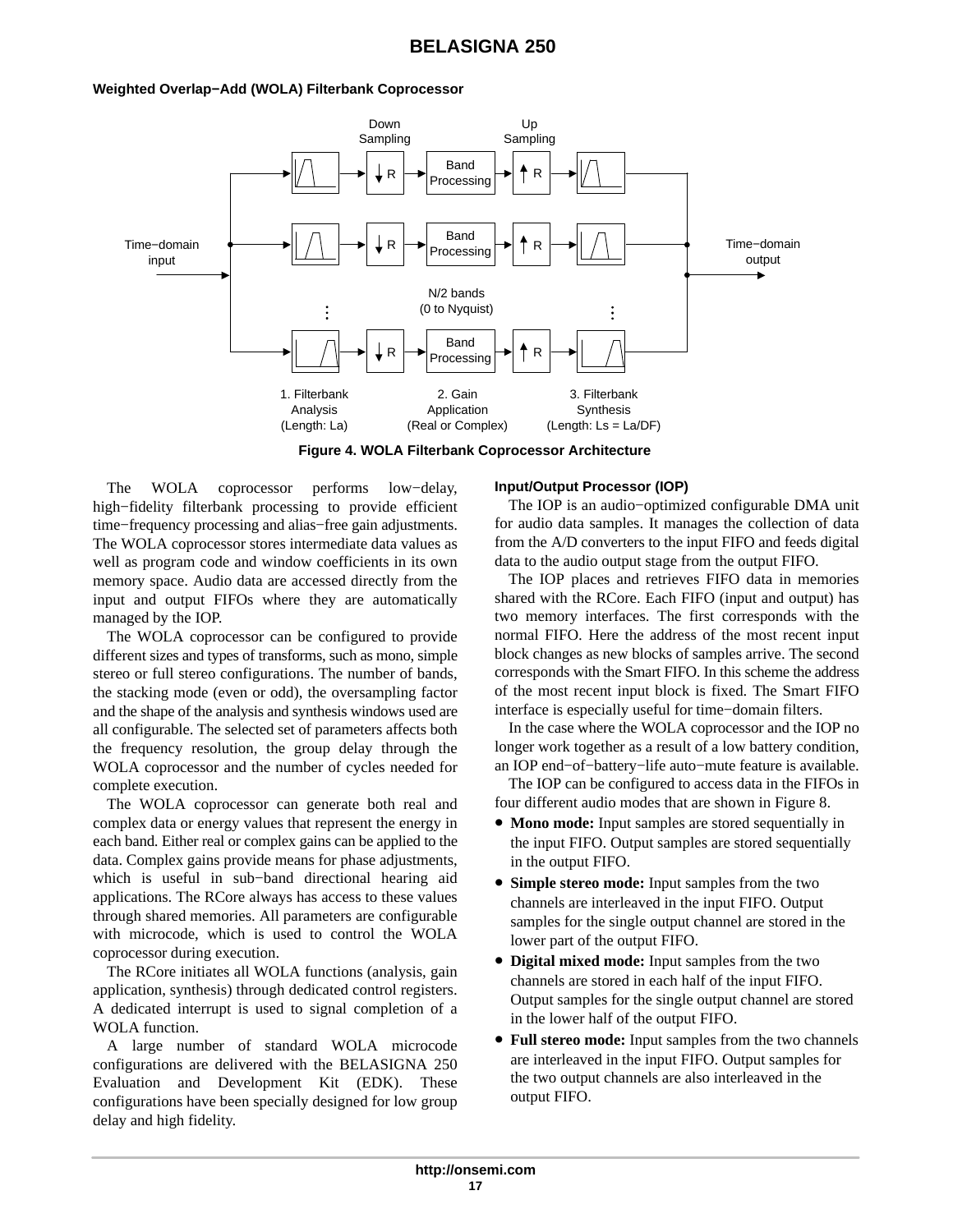### Weighted Overlap−Add (WOLA) Filterbank Coprocessor

Figure 4. WOLA Filterbank Coprocessor Architecture

The WOLA coprocessor performs low−delay, high−fidelity filterbank processing to provide efficient time−frequency processing and alias−free gain adjustments. The WOLA coprocessor stores intermediate data values as well as program code and window coefficients in its own memory space. Audio data are accessed directly from the input and output FIFOs where they are automatically managed by the IOP.

The WOLA coprocessor can be configured to provide different sizes and types of transforms, such as mono, simple stereo or full stereo configurations. The number of bands, the stacking mode (even or odd), the oversampling factor and the shape of the analysis and synthesis windows used are all configurable. The selected set of parameters affects both the frequency resolution, the group delay through the WOLA coprocessor and the number of cycles needed for complete execution.

The WOLA coprocessor can generate both real and complex data or energy values that represent the energy in each band. Either real or complex gains can be applied to the data. Complex gains provide means for phase adjustments, which is useful in sub−band directional hearing aid applications. The RCore always has access to these values through shared memories. All parameters are configurable with microcode, which is used to control the WOLA coprocessor during execution.

The RCore initiates all WOLA functions (analysis, gain application, synthesis) through dedicated control registers. A dedicated interrupt is used to signal completion of a WOLA function.

A large number of standard WOLA microcode configurations are delivered with the BELASIGNA 250 Evaluation and Development Kit (EDK). These configurations have been specially designed for low group delay and high fidelity.

#### Input/Output Processor (IOP)

The IOP is an audio−optimized configurable DMA unit for audio data samples. It manages the collection of data from the A/D converters to the input FIFO and feeds digital data to the audio output stage from the output FIFO.

The IOP places and retrieves FIFO data in memories shared with the RCore. Each FIFO (input and output) has two memory interfaces. The first corresponds with the normal FIFO. Here the address of the most recent input block changes as new blocks of samples arrive. The second corresponds with the Smart FIFO. In this scheme the address of the most recent input block is fixed. The Smart FIFO interface is especially useful for time−domain filters.

In the case where the WOLA coprocessor and the IOP no longer work together as a result of a low battery condition, an IOP end−of−battery−life auto−mute feature is available.

The IOP can be configured to access data in the FIFOs in four different audio modes that are shown in Figure 8.

- **Mono mode:** Input samples are stored sequentially in the input FIFO. Output samples are stored sequentially in the output FIFO.
- **Simple stereo mode:** Input samples from the two channels are interleaved in the input FIFO. Output samples for the single output channel are stored in the lower part of the output FIFO.
- **Digital mixed mode:** Input samples from the two channels are stored in each half of the input FIFO. Output samples for the single output channel are stored in the lower half of the output FIFO.
- **Full stereo mode:** Input samples from the two channels are interleaved in the input FIFO. Output samples for the two output channels are also interleaved in the output FIFO.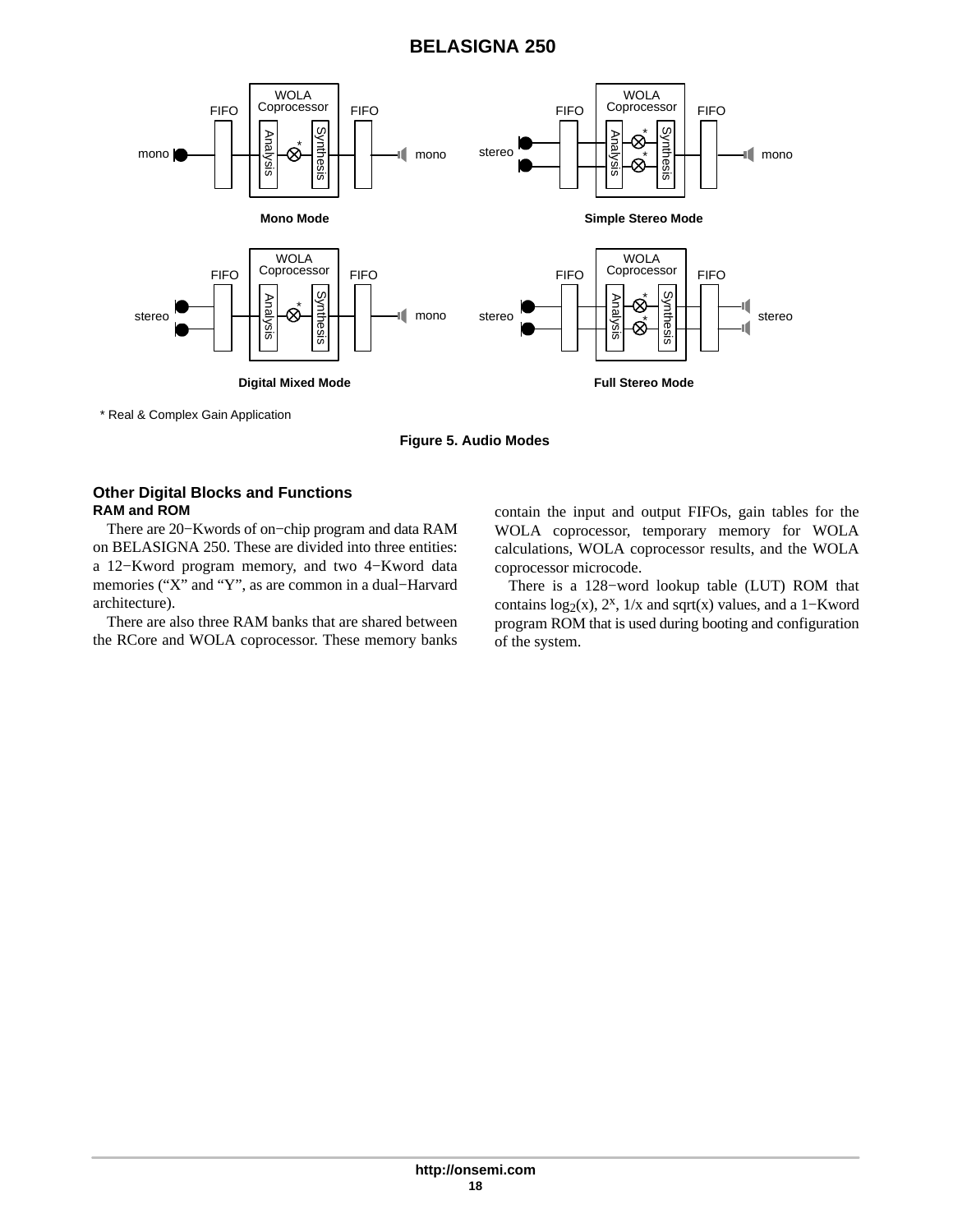* Real & Complex Gain Application

**Figure 5. Audio Modes**

## Other Digital Blocks and Functions

### RAM and ROM

There are 20−Kwords of on−chip program and data RAM on BELASIGNA 250. These are divided into three entities: a 12−Kword program memory, and two 4−Kword data memories (“X” and “Y”, as are common in a dual−Harvard architecture).

There are also three RAM banks that are shared between the RCore and WOLA coprocessor. These memory banks contain the input and output FIFOs, gain tables for the WOLA coprocessor, temporary memory for WOLA calculations, WOLA coprocessor results, and the WOLA coprocessor microcode.

There is a 128−word lookup table (LUT) ROM that contains $\log_2(x)$, $2^x$, 1/x and sqrt(x) values, and a 1−Kword program ROM that is used during booting and configuration of the system.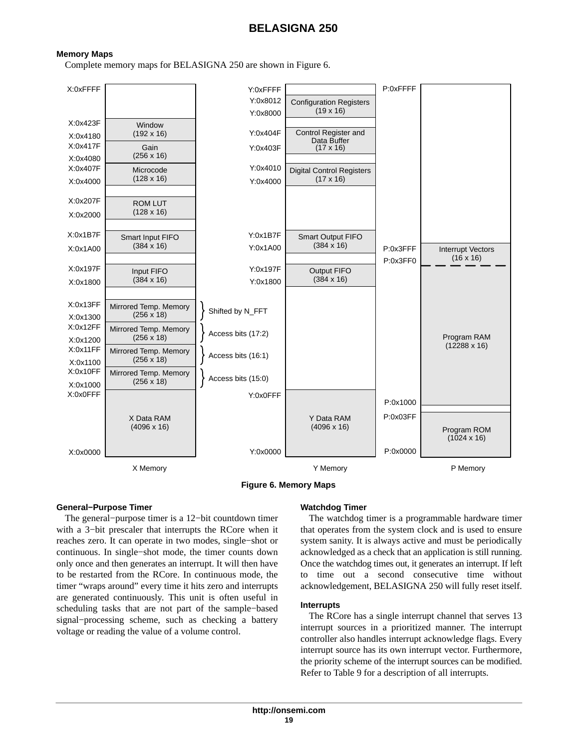### Memory Maps

Complete memory maps for BELASIGNA 250 are shown in Figure 6.

| X Memory | Address range | Y Memory | Address range | P Memory | Address range |
|---|---|---|---|---|---|
| | | Configuration Registers (19 x 16) | Y:0x8000 – Y:0x8012 | | |
| Window (192 x 16) | X:0x4180 – X:0x423F | Control Register and Data Buffer (17 x 16) | Y:0x403F – Y:0x404F | | |
| Gain (256 x 16) | X:0x4080 – X:0x417F | Digital Control Registers (17 x 16) | Y:0x4000 – Y:0x4010 | | |
| Microcode (128 x 16) | X:0x4000 – X:0x407F | | | | |
| ROM LUT (128 x 16) | X:0x2000 – X:0x207F | | | | |
| Smart Input FIFO (384 x 16) | X:0x1A00 – X:0x1B7F | Smart Output FIFO (384 x 16) | Y:0x1A00 – Y:0x1B7F | Interrupt Vectors (16 x 16) | P:0x3FF0 – P:0x3FFF |
| Input FIFO (384 x 16) | X:0x1800 – X:0x197F | Output FIFO (384 x 16) | Y:0x1800 – Y:0x197F | Program RAM (12288 x 16) | P:0x1000 – P:0x3FFF |
| Mirrored Temp. Memory (256 x 18) – Shifted by N_FFT | X:0x1300 – X:0x13FF | | | | |
| Mirrored Temp. Memory (256 x 18) – Access bits (17:2) | X:0x1200 – X:0x12FF | | | | |
| Mirrored Temp. Memory (256 x 18) – Access bits (16:1) | X:0x1100 – X:0x11FF | | | | |
| Mirrored Temp. Memory (256 x 18) – Access bits (15:0) | X:0x1000 – X:0x10FF | | | | |
| X Data RAM (4096 x 16) | X:0x0000 – X:0x0FFF | Y Data RAM (4096 x 16) | Y:0x0000 – Y:0x0FFF | Program ROM (1024 x 16) | P:0x0000 – P:0x03FF |

X memory top: X:0xFFFF; Y memory top: Y:0xFFFF; P memory top: P:0xFFFF.

**Figure 6. Memory Maps**

### General−Purpose Timer

The general−purpose timer is a 12−bit countdown timer with a 3−bit prescaler that interrupts the RCore when it reaches zero. It can operate in two modes, single−shot or continuous. In single−shot mode, the timer counts down only once and then generates an interrupt. It will then have to be restarted from the RCore. In continuous mode, the timer "wraps around" every time it hits zero and interrupts are generated continuously. This unit is often useful in scheduling tasks that are not part of the sample−based signal−processing scheme, such as checking a battery voltage or reading the value of a volume control.

### Watchdog Timer

The watchdog timer is a programmable hardware timer that operates from the system clock and is used to ensure system sanity. It is always active and must be periodically acknowledged as a check that an application is still running. Once the watchdog times out, it generates an interrupt. If left to time out a second consecutive time without acknowledgement, BELASIGNA 250 will fully reset itself.

### Interrupts

The RCore has a single interrupt channel that serves 13 interrupt sources in a prioritized manner. The interrupt controller also handles interrupt acknowledge flags. Every interrupt source has its own interrupt vector. Furthermore, the priority scheme of the interrupt sources can be modified. Refer to Table 9 for a description of all interrupts.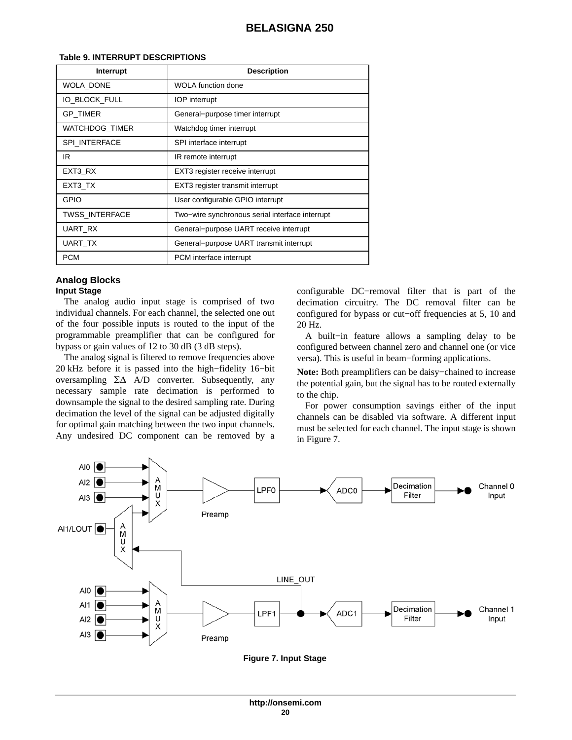**Table 9. INTERRUPT DESCRIPTIONS**

| Interrupt | Description |
|---|---|
| WOLA_DONE | WOLA function done |
| IO_BLOCK_FULL | IOP interrupt |
| GP_TIMER | General−purpose timer interrupt |
| WATCHDOG_TIMER | Watchdog timer interrupt |
| SPI_INTERFACE | SPI interface interrupt |
| IR | IR remote interrupt |
| EXT3_RX | EXT3 register receive interrupt |
| EXT3_TX | EXT3 register transmit interrupt |
| GPIO | User configurable GPIO interrupt |
| TWSS_INTERFACE | Two−wire synchronous serial interface interrupt |
| UART_RX | General−purpose UART receive interrupt |
| UART_TX | General−purpose UART transmit interrupt |
| PCM | PCM interface interrupt |

## Analog Blocks

### Input Stage

The analog audio input stage is comprised of two individual channels. For each channel, the selected one out of the four possible inputs is routed to the input of the programmable preamplifier that can be configured for bypass or gain values of 12 to 30 dB (3 dB steps).

The analog signal is filtered to remove frequencies above 20 kHz before it is passed into the high−fidelity 16−bit oversampling ΣΔ A/D converter. Subsequently, any necessary sample rate decimation is performed to downsample the signal to the desired sampling rate. During decimation the level of the signal can be adjusted digitally for optimal gain matching between the two input channels. Any undesired DC component can be removed by a configurable DC−removal filter that is part of the decimation circuitry. The DC removal filter can be configured for bypass or cut−off frequencies at 5, 10 and 20 Hz.

A built−in feature allows a sampling delay to be configured between channel zero and channel one (or vice versa). This is useful in beam−forming applications.

**Note:** Both preamplifiers can be daisy−chained to increase the potential gain, but the signal has to be routed externally to the chip.

For power consumption savings either of the input channels can be disabled via software. A different input must be selected for each channel. The input stage is shown in Figure 7.

**Figure 7. Input Stage**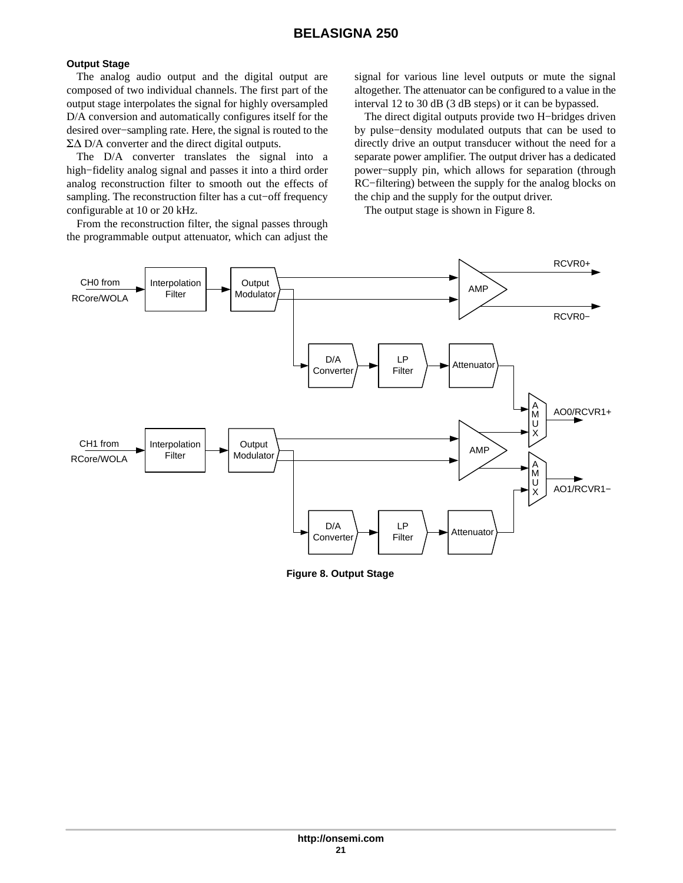### Output Stage

The analog audio output and the digital output are composed of two individual channels. The first part of the output stage interpolates the signal for highly oversampled D/A conversion and automatically configures itself for the desired over−sampling rate. Here, the signal is routed to the ΣΔ D/A converter and the direct digital outputs.

The D/A converter translates the signal into a high−fidelity analog signal and passes it into a third order analog reconstruction filter to smooth out the effects of sampling. The reconstruction filter has a cut−off frequency configurable at 10 or 20 kHz.

From the reconstruction filter, the signal passes through the programmable output attenuator, which can adjust the signal for various line level outputs or mute the signal altogether. The attenuator can be configured to a value in the interval 12 to 30 dB (3 dB steps) or it can be bypassed.

The direct digital outputs provide two H−bridges driven by pulse−density modulated outputs that can be used to directly drive an output transducer without the need for a separate power amplifier. The output driver has a dedicated power−supply pin, which allows for separation (through RC−filtering) between the supply for the analog blocks on the chip and the supply for the output driver.

The output stage is shown in Figure 8.

Figure 8. Output Stage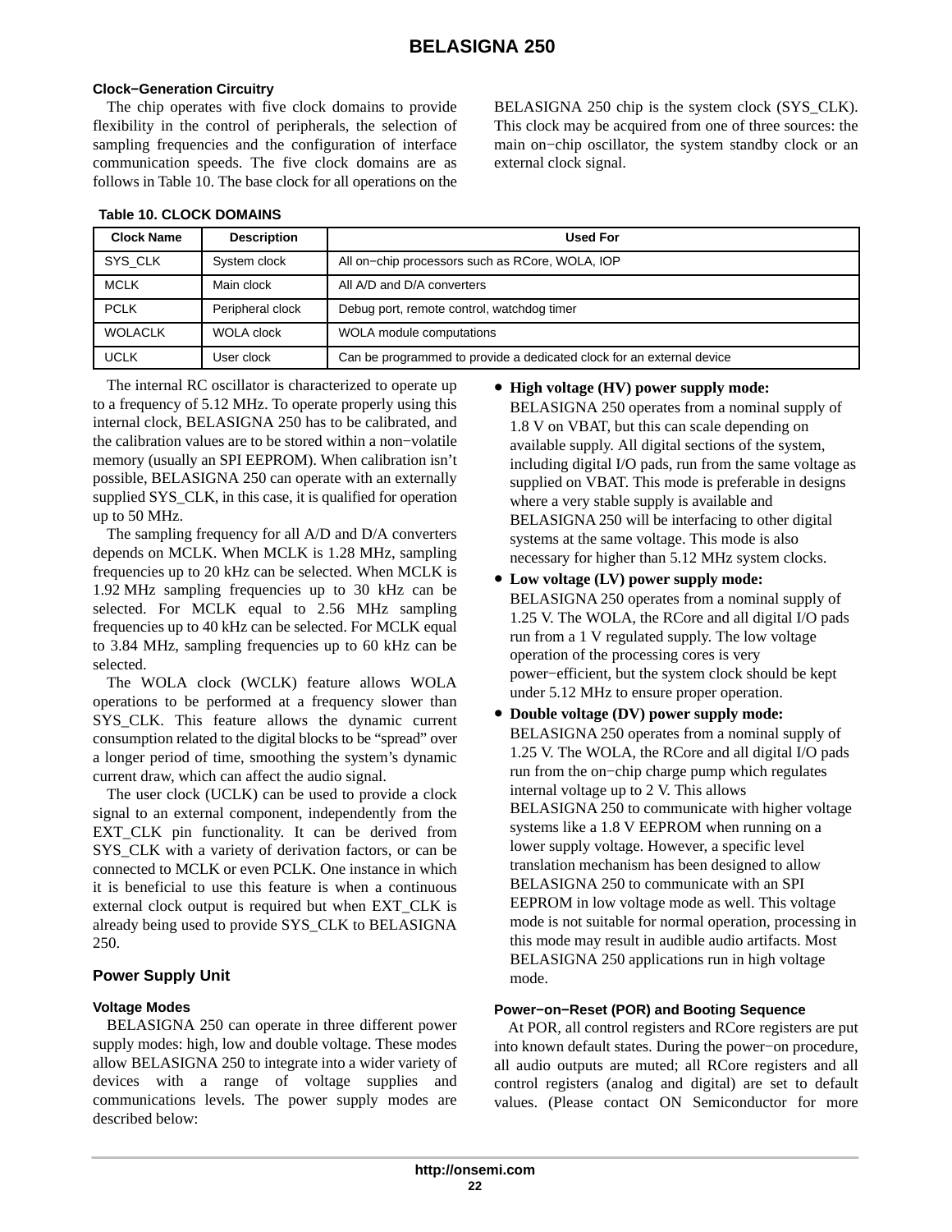### Clock−Generation Circuitry

The chip operates with five clock domains to provide flexibility in the control of peripherals, the selection of sampling frequencies and the configuration of interface communication speeds. The five clock domains are as follows in Table 10. The base clock for all operations on the BELASIGNA 250 chip is the system clock (SYS_CLK). This clock may be acquired from one of three sources: the main on−chip oscillator, the system standby clock or an external clock signal.

**Table 10. CLOCK DOMAINS**

| Clock Name | Description | Used For |
| --- | --- | --- |
| SYS_CLK | System clock | All on−chip processors such as RCore, WOLA, IOP |
| MCLK | Main clock | All A/D and D/A converters |
| PCLK | Peripheral clock | Debug port, remote control, watchdog timer |
| WOLACLK | WOLA clock | WOLA module computations |
| UCLK | User clock | Can be programmed to provide a dedicated clock for an external device |

The internal RC oscillator is characterized to operate up to a frequency of 5.12 MHz. To operate properly using this internal clock, BELASIGNA 250 has to be calibrated, and the calibration values are to be stored within a non−volatile memory (usually an SPI EEPROM). When calibration isn't possible, BELASIGNA 250 can operate with an externally supplied SYS_CLK, in this case, it is qualified for operation up to 50 MHz.

The sampling frequency for all A/D and D/A converters depends on MCLK. When MCLK is 1.28 MHz, sampling frequencies up to 20 kHz can be selected. When MCLK is 1.92 MHz sampling frequencies up to 30 kHz can be selected. For MCLK equal to 2.56 MHz sampling frequencies up to 40 kHz can be selected. For MCLK equal to 3.84 MHz, sampling frequencies up to 60 kHz can be selected.

The WOLA clock (WCLK) feature allows WOLA operations to be performed at a frequency slower than SYS_CLK. This feature allows the dynamic current consumption related to the digital blocks to be "spread" over a longer period of time, smoothing the system's dynamic current draw, which can affect the audio signal.

The user clock (UCLK) can be used to provide a clock signal to an external component, independently from the EXT_CLK pin functionality. It can be derived from SYS_CLK with a variety of derivation factors, or can be connected to MCLK or even PCLK. One instance in which it is beneficial to use this feature is when a continuous external clock output is required but when EXT_CLK is already being used to provide SYS_CLK to BELASIGNA 250.

## Power Supply Unit

### Voltage Modes

BELASIGNA 250 can operate in three different power supply modes: high, low and double voltage. These modes allow BELASIGNA 250 to integrate into a wider variety of devices with a range of voltage supplies and communications levels. The power supply modes are described below:

- **High voltage (HV) power supply mode:** BELASIGNA 250 operates from a nominal supply of 1.8 V on VBAT, but this can scale depending on available supply. All digital sections of the system, including digital I/O pads, run from the same voltage as supplied on VBAT. This mode is preferable in designs where a very stable supply is available and BELASIGNA 250 will be interfacing to other digital systems at the same voltage. This mode is also necessary for higher than 5.12 MHz system clocks.
- **Low voltage (LV) power supply mode:** BELASIGNA 250 operates from a nominal supply of 1.25 V. The WOLA, the RCore and all digital I/O pads run from a 1 V regulated supply. The low voltage operation of the processing cores is very power−efficient, but the system clock should be kept under 5.12 MHz to ensure proper operation.
- **Double voltage (DV) power supply mode:** BELASIGNA 250 operates from a nominal supply of 1.25 V. The WOLA, the RCore and all digital I/O pads run from the on−chip charge pump which regulates internal voltage up to 2 V. This allows BELASIGNA 250 to communicate with higher voltage systems like a 1.8 V EEPROM when running on a lower supply voltage. However, a specific level translation mechanism has been designed to allow BELASIGNA 250 to communicate with an SPI EEPROM in low voltage mode as well. This voltage mode is not suitable for normal operation, processing in this mode may result in audible audio artifacts. Most BELASIGNA 250 applications run in high voltage mode.

### Power−on−Reset (POR) and Booting Sequence

At POR, all control registers and RCore registers are put into known default states. During the power−on procedure, all audio outputs are muted; all RCore registers and all control registers (analog and digital) are set to default values. (Please contact ON Semiconductor for more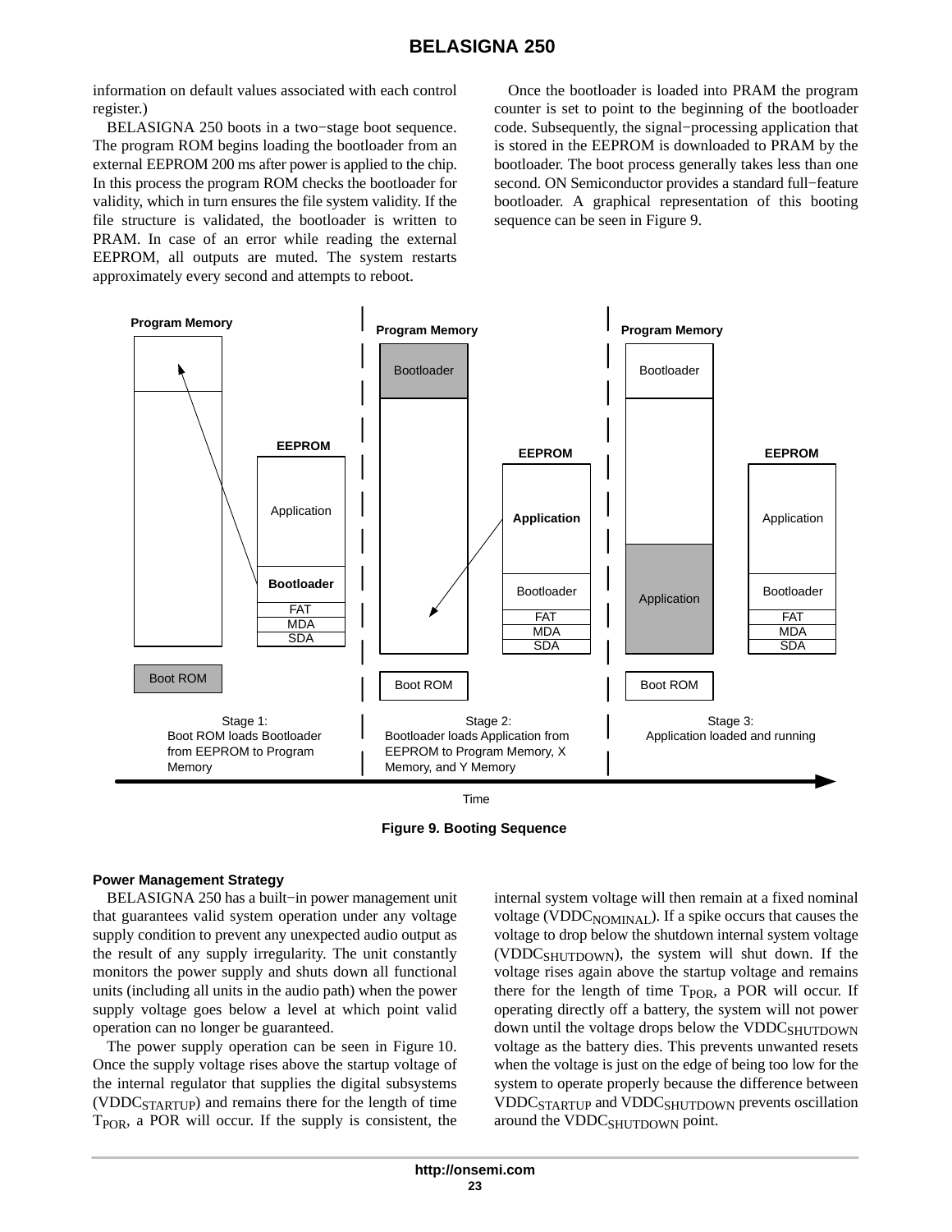information on default values associated with each control register.)

BELASIGNA 250 boots in a two−stage boot sequence. The program ROM begins loading the bootloader from an external EEPROM 200 ms after power is applied to the chip. In this process the program ROM checks the bootloader for validity, which in turn ensures the file system validity. If the file structure is validated, the bootloader is written to PRAM. In case of an error while reading the external EEPROM, all outputs are muted. The system restarts approximately every second and attempts to reboot.

Once the bootloader is loaded into PRAM the program counter is set to point to the beginning of the bootloader code. Subsequently, the signal−processing application that is stored in the EEPROM is downloaded to PRAM by the bootloader. The boot process generally takes less than one second. ON Semiconductor provides a standard full−feature bootloader. A graphical representation of this booting sequence can be seen in Figure 9.

Program Memory | EEPROM: Application, Bootloader, FAT, MDA, SDA | Boot ROM

Stage 1: Boot ROM loads Bootloader from EEPROM to Program Memory

Stage 2: Bootloader loads Application from EEPROM to Program Memory, X Memory, and Y Memory

Stage 3: Application loaded and running

Time

Figure 9. Booting Sequence

### Power Management Strategy

BELASIGNA 250 has a built−in power management unit that guarantees valid system operation under any voltage supply condition to prevent any unexpected audio output as the result of any supply irregularity. The unit constantly monitors the power supply and shuts down all functional units (including all units in the audio path) when the power supply voltage goes below a level at which point valid operation can no longer be guaranteed.

The power supply operation can be seen in Figure 10. Once the supply voltage rises above the startup voltage of the internal regulator that supplies the digital subsystems ($VDDC_{STARTUP}$) and remains there for the length of time $T_{POR}$, a POR will occur. If the supply is consistent, the internal system voltage will then remain at a fixed nominal voltage ($VDDC_{NOMINAL}$). If a spike occurs that causes the voltage to drop below the shutdown internal system voltage ($VDDC_{SHUTDOWN}$), the system will shut down. If the voltage rises again above the startup voltage and remains there for the length of time $T_{POR}$, a POR will occur. If operating directly off a battery, the system will not power down until the voltage drops below the $VDDC_{SHUTDOWN}$ voltage as the battery dies. This prevents unwanted resets when the voltage is just on the edge of being too low for the system to operate properly because the difference between $VDDC_{STARTUP}$ and $VDDC_{SHUTDOWN}$ prevents oscillation around the $VDDC_{SHUTDOWN}$ point.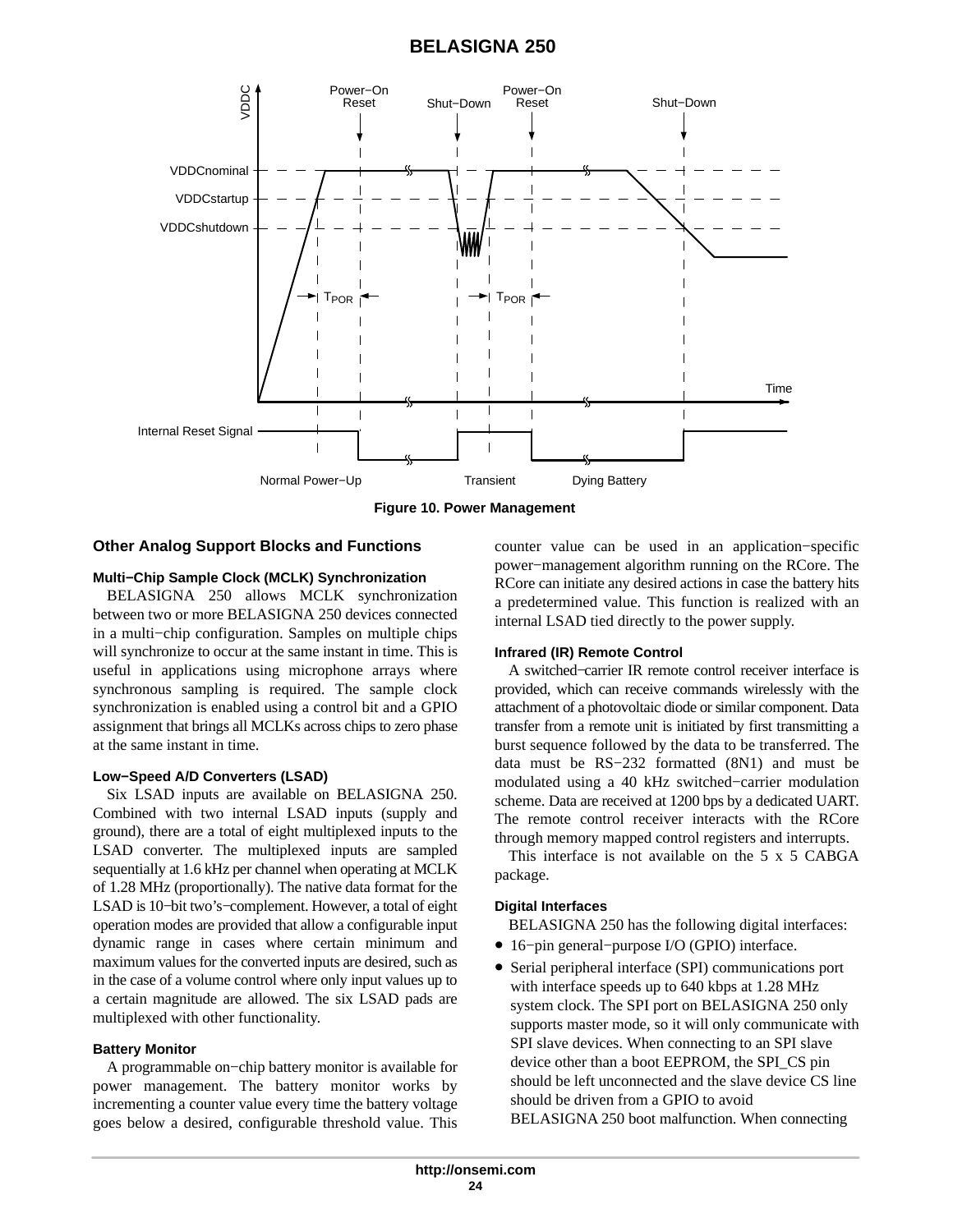Figure 10. Power Management

## Other Analog Support Blocks and Functions

### Multi−Chip Sample Clock (MCLK) Synchronization

BELASIGNA 250 allows MCLK synchronization between two or more BELASIGNA 250 devices connected in a multi−chip configuration. Samples on multiple chips will synchronize to occur at the same instant in time. This is useful in applications using microphone arrays where synchronous sampling is required. The sample clock synchronization is enabled using a control bit and a GPIO assignment that brings all MCLKs across chips to zero phase at the same instant in time.

### Low−Speed A/D Converters (LSAD)

Six LSAD inputs are available on BELASIGNA 250. Combined with two internal LSAD inputs (supply and ground), there are a total of eight multiplexed inputs to the LSAD converter. The multiplexed inputs are sampled sequentially at 1.6 kHz per channel when operating at MCLK of 1.28 MHz (proportionally). The native data format for the LSAD is 10−bit two's−complement. However, a total of eight operation modes are provided that allow a configurable input dynamic range in cases where certain minimum and maximum values for the converted inputs are desired, such as in the case of a volume control where only input values up to a certain magnitude are allowed. The six LSAD pads are multiplexed with other functionality.

### Battery Monitor

A programmable on−chip battery monitor is available for power management. The battery monitor works by incrementing a counter value every time the battery voltage goes below a desired, configurable threshold value. This counter value can be used in an application−specific power−management algorithm running on the RCore. The RCore can initiate any desired actions in case the battery hits a predetermined value. This function is realized with an internal LSAD tied directly to the power supply.

### Infrared (IR) Remote Control

A switched−carrier IR remote control receiver interface is provided, which can receive commands wirelessly with the attachment of a photovoltaic diode or similar component. Data transfer from a remote unit is initiated by first transmitting a burst sequence followed by the data to be transferred. The data must be RS−232 formatted (8N1) and must be modulated using a 40 kHz switched−carrier modulation scheme. Data are received at 1200 bps by a dedicated UART. The remote control receiver interacts with the RCore through memory mapped control registers and interrupts.

This interface is not available on the 5 x 5 CABGA package.

### Digital Interfaces

BELASIGNA 250 has the following digital interfaces:

- 16−pin general−purpose I/O (GPIO) interface.
- Serial peripheral interface (SPI) communications port with interface speeds up to 640 kbps at 1.28 MHz system clock. The SPI port on BELASIGNA 250 only supports master mode, so it will only communicate with SPI slave devices. When connecting to an SPI slave device other than a boot EEPROM, the SPI_CS pin should be left unconnected and the slave device CS line should be driven from a GPIO to avoid BELASIGNA 250 boot malfunction. When connecting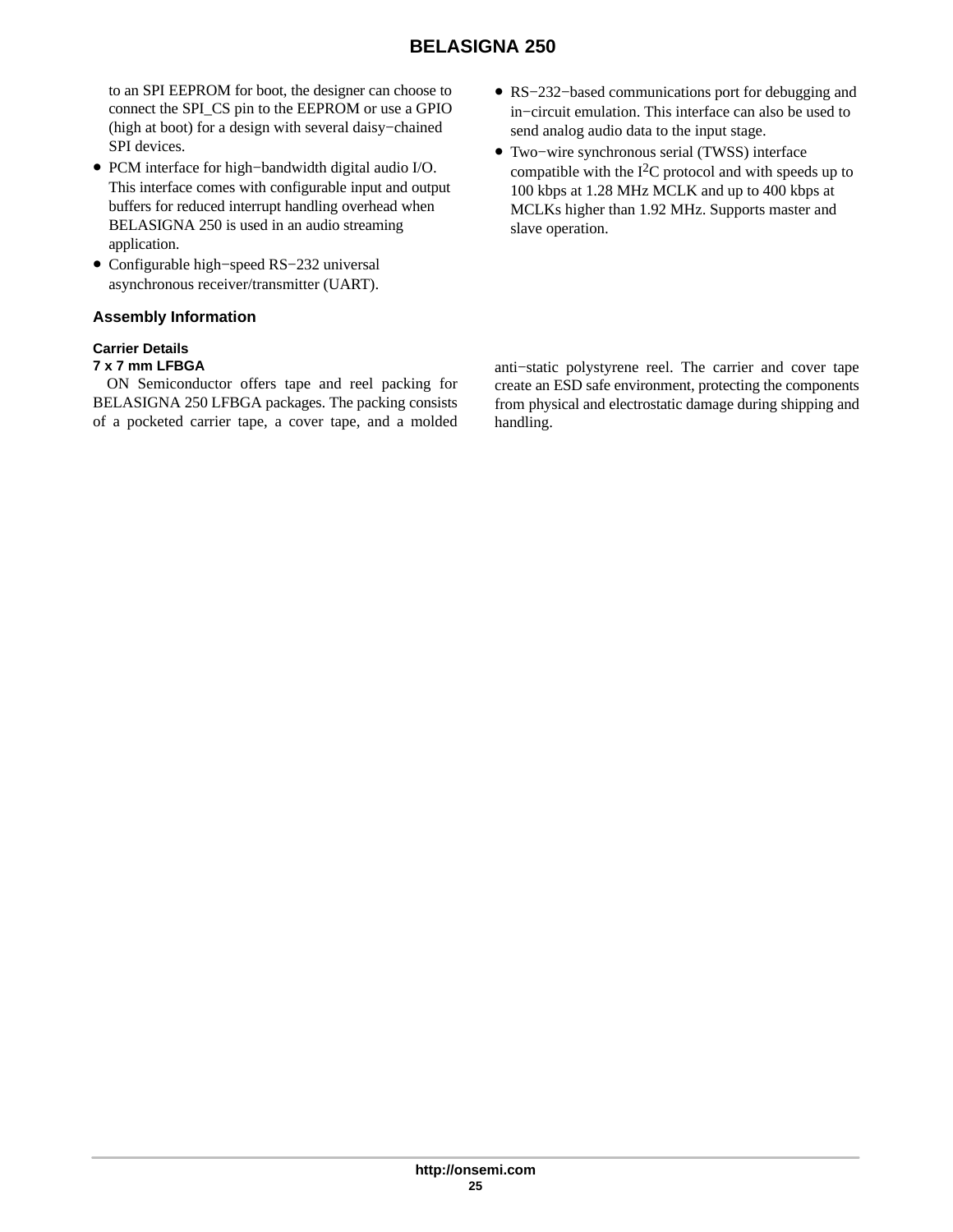to an SPI EEPROM for boot, the designer can choose to connect the SPI_CS pin to the EEPROM or use a GPIO (high at boot) for a design with several daisy−chained SPI devices.

- PCM interface for high−bandwidth digital audio I/O. This interface comes with configurable input and output buffers for reduced interrupt handling overhead when BELASIGNA 250 is used in an audio streaming application.
- Configurable high−speed RS−232 universal asynchronous receiver/transmitter (UART).
- RS−232−based communications port for debugging and in−circuit emulation. This interface can also be used to send analog audio data to the input stage.
- Two−wire synchronous serial (TWSS) interface compatible with the I$^2$C protocol and with speeds up to 100 kbps at 1.28 MHz MCLK and up to 400 kbps at MCLKs higher than 1.92 MHz. Supports master and slave operation.

## Assembly Information

### Carrier Details

#### 7 x 7 mm LFBGA

ON Semiconductor offers tape and reel packing for BELASIGNA 250 LFBGA packages. The packing consists of a pocketed carrier tape, a cover tape, and a molded anti−static polystyrene reel. The carrier and cover tape create an ESD safe environment, protecting the components from physical and electrostatic damage during shipping and handling.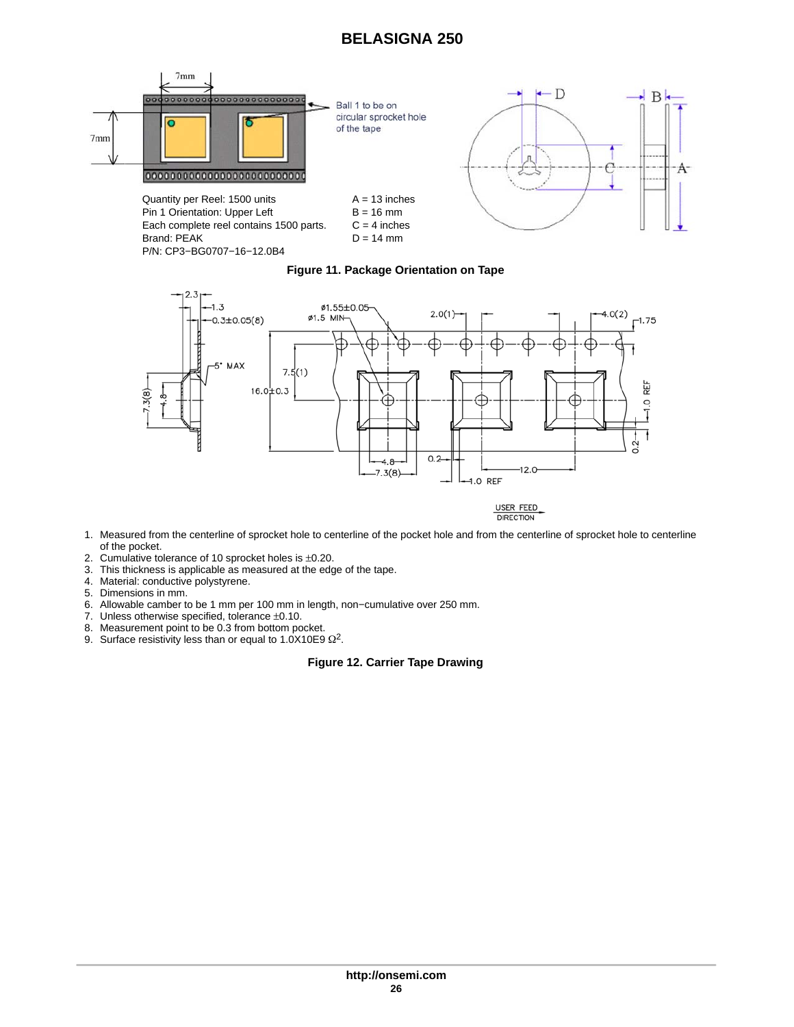Quantity per Reel: 1500 units
Pin 1 Orientation: Upper Left
Each complete reel contains 1500 parts.
Brand: PEAK
P/N: CP3−BG0707−16−12.0B4

A = 13 inches
B = 16 mm
C = 4 inches
D = 14 mm

**Figure 11. Package Orientation on Tape**

1. Measured from the centerline of sprocket hole to centerline of the pocket hole and from the centerline of sprocket hole to centerline of the pocket.
2. Cumulative tolerance of 10 sprocket holes is ±0.20.
3. This thickness is applicable as measured at the edge of the tape.
4. Material: conductive polystyrene.
5. Dimensions in mm.
6. Allowable camber to be 1 mm per 100 mm in length, non−cumulative over 250 mm.
7. Unless otherwise specified, tolerance ±0.10.
8. Measurement point to be 0.3 from bottom pocket.
9. Surface resistivity less than or equal to 1.0X10E9 $\Omega^2$.

**Figure 12. Carrier Tape Drawing**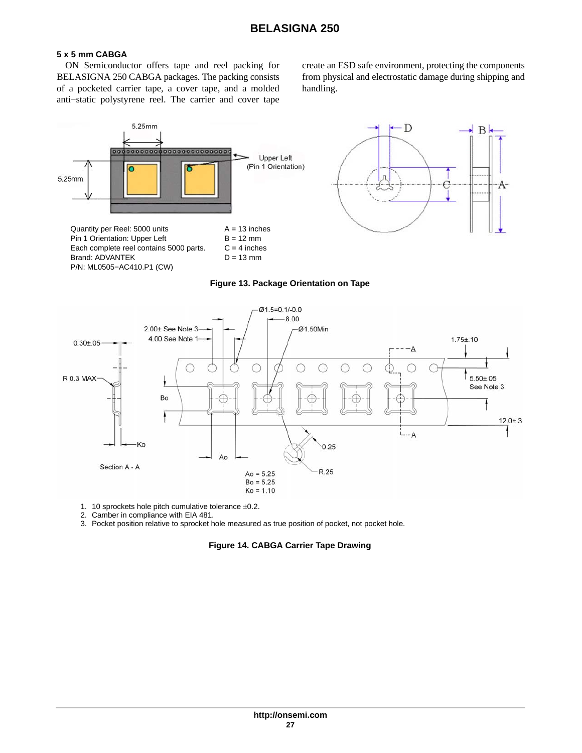### 5 x 5 mm CABGA

ON Semiconductor offers tape and reel packing for BELASIGNA 250 CABGA packages. The packing consists of a pocketed carrier tape, a cover tape, and a molded anti−static polystyrene reel. The carrier and cover tape create an ESD safe environment, protecting the components from physical and electrostatic damage during shipping and handling.

Quantity per Reel: 5000 units
Pin 1 Orientation: Upper Left
Each complete reel contains 5000 parts.
Brand: ADVANTEK
P/N: ML0505−AC410.P1 (CW)

A = 13 inches
B = 12 mm
C = 4 inches
D = 13 mm

**Figure 13. Package Orientation on Tape**

Ao = 5.25
Bo = 5.25
Ko = 1.10

1. 10 sprockets hole pitch cumulative tolerance ±0.2.
2. Camber in compliance with EIA 481.
3. Pocket position relative to sprocket hole measured as true position of pocket, not pocket hole.

**Figure 14. CABGA Carrier Tape Drawing**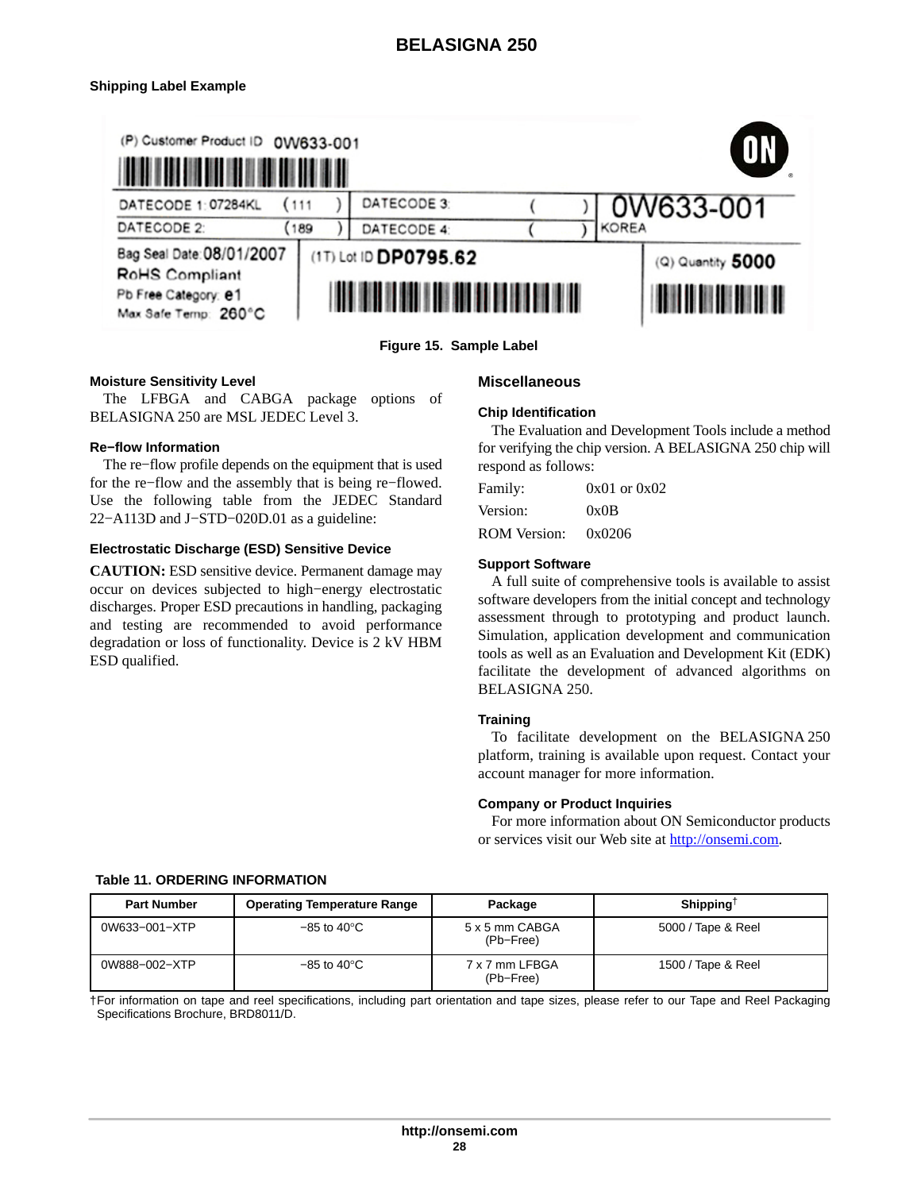### Shipping Label Example

Figure 15. Sample Label

#### Moisture Sensitivity Level

The LFBGA and CABGA package options of BELASIGNA 250 are MSL JEDEC Level 3.

#### Re−flow Information

The re−flow profile depends on the equipment that is used for the re−flow and the assembly that is being re−flowed. Use the following table from the JEDEC Standard 22−A113D and J−STD−020D.01 as a guideline:

#### Electrostatic Discharge (ESD) Sensitive Device

**CAUTION:** ESD sensitive device. Permanent damage may occur on devices subjected to high−energy electrostatic discharges. Proper ESD precautions in handling, packaging and testing are recommended to avoid performance degradation or loss of functionality. Device is 2 kV HBM ESD qualified.

## Miscellaneous

#### Chip Identification

The Evaluation and Development Tools include a method for verifying the chip version. A BELASIGNA 250 chip will respond as follows:

| | |
|---|---|
| Family: | 0x01 or 0x02 |
| Version: | 0x0B |
| ROM Version: | 0x0206 |

#### Support Software

A full suite of comprehensive tools is available to assist software developers from the initial concept and technology assessment through to prototyping and product launch. Simulation, application development and communication tools as well as an Evaluation and Development Kit (EDK) facilitate the development of advanced algorithms on BELASIGNA 250.

#### Training

To facilitate development on the BELASIGNA 250 platform, training is available upon request. Contact your account manager for more information.

#### Company or Product Inquiries

For more information about ON Semiconductor products or services visit our Web site at http://onsemi.com.

**Table 11. ORDERING INFORMATION**

| Part Number | Operating Temperature Range | Package | Shipping† |
|---|---|---|---|
| 0W633−001−XTP | −85 to 40°C | 5 x 5 mm CABGA (Pb−Free) | 5000 / Tape & Reel |
| 0W888−002−XTP | −85 to 40°C | 7 x 7 mm LFBGA (Pb−Free) | 1500 / Tape & Reel |

†For information on tape and reel specifications, including part orientation and tape sizes, please refer to our Tape and Reel Packaging Specifications Brochure, BRD8011/D.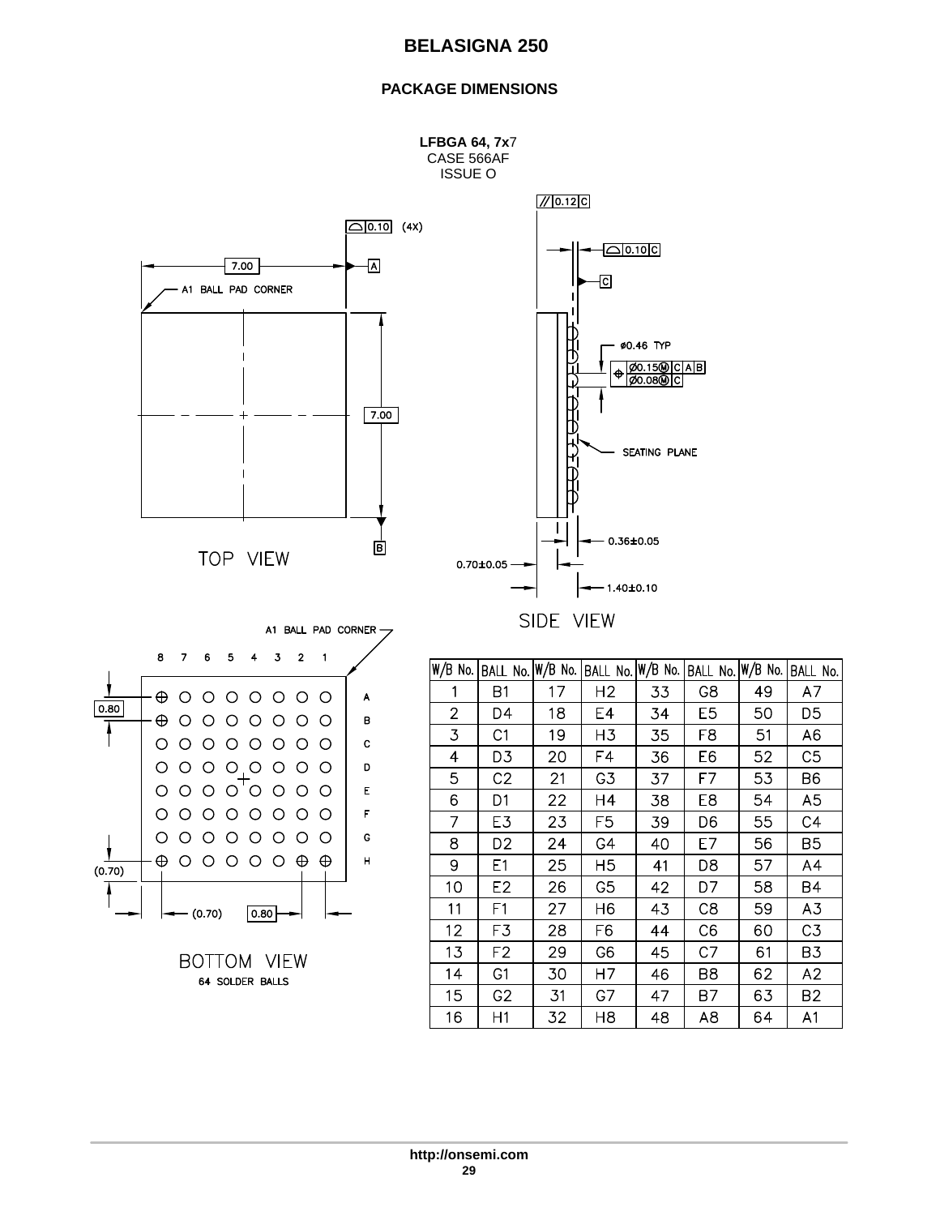## PACKAGE DIMENSIONS

**LFBGA 64, 7x7**
CASE 566AF
ISSUE O

TOP VIEW

7.00

A1 BALL PAD CORNER

7.00

0.10 (4X)

SIDE VIEW

0.12 C

0.10 C

ø0.46 TYP

Ø0.15 M C A B
Ø0.08 M C

SEATING PLANE

0.36±0.05

0.70±0.05

1.40±0.10

BOTTOM VIEW
64 SOLDER BALLS

A1 BALL PAD CORNER

0.80

(0.70)

(0.70)

0.80

| W/B No. | BALL No. | W/B No. | BALL No. | W/B No. | BALL No. | W/B No. | BALL No. |
|---|---|---|---|---|---|---|---|
| 1 | B1 | 17 | H2 | 33 | G8 | 49 | A7 |
| 2 | D4 | 18 | E4 | 34 | E5 | 50 | D5 |
| 3 | C1 | 19 | H3 | 35 | F8 | 51 | A6 |
| 4 | D3 | 20 | F4 | 36 | E6 | 52 | C5 |
| 5 | C2 | 21 | G3 | 37 | F7 | 53 | B6 |
| 6 | D1 | 22 | H4 | 38 | E8 | 54 | A5 |
| 7 | E3 | 23 | F5 | 39 | D6 | 55 | C4 |
| 8 | D2 | 24 | G4 | 40 | E7 | 56 | B5 |
| 9 | E1 | 25 | H5 | 41 | D8 | 57 | A4 |
| 10 | E2 | 26 | G5 | 42 | D7 | 58 | B4 |
| 11 | F1 | 27 | H6 | 43 | C8 | 59 | A3 |
| 12 | F3 | 28 | F6 | 44 | C6 | 60 | C3 |
| 13 | F2 | 29 | G6 | 45 | C7 | 61 | B3 |
| 14 | G1 | 30 | H7 | 46 | B8 | 62 | A2 |
| 15 | G2 | 31 | G7 | 47 | B7 | 63 | B2 |
| 16 | H1 | 32 | H8 | 48 | A8 | 64 | A1 |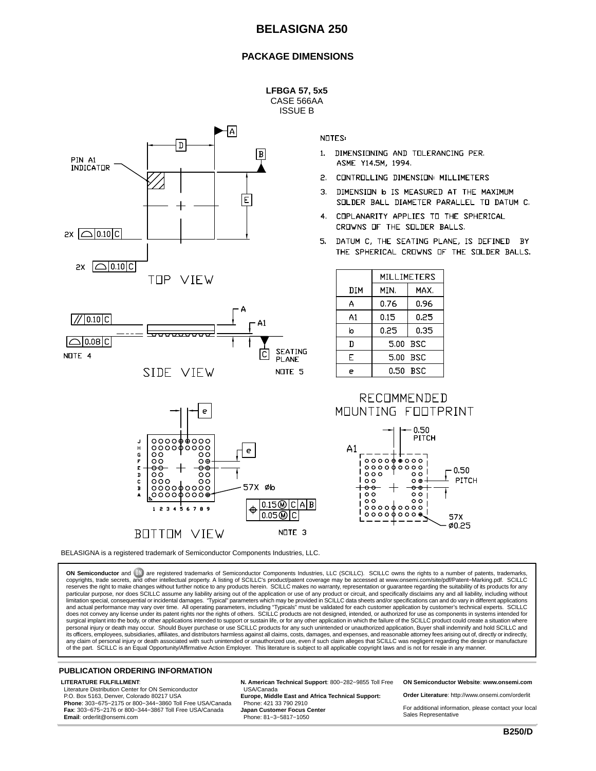## PACKAGE DIMENSIONS

**LFBGA 57, 5x5**
CASE 566AA
ISSUE B

TOP VIEW

PIN A1 INDICATOR

2X 0.10 C

2X 0.10 C

SIDE VIEW

0.10 C

0.08 C

NOTE 4

SEATING PLANE

NOTE 5

BOTTOM VIEW

57X ⌀b

0.15 Ⓜ C A B
0.05 Ⓜ C

NOTE 3

NOTES:

1. DIMENSIONING AND TOLERANCING PER. ASME Y14.5M, 1994.
2. CONTROLLING DIMENSION: MILLIMETERS
3. DIMENSION b IS MEASURED AT THE MAXIMUM SOLDER BALL DIAMETER PARALLEL TO DATUM C.
4. COPLANARITY APPLIES TO THE SPHERICAL CROWNS OF THE SOLDER BALLS.
5. DATUM C, THE SEATING PLANE, IS DEFINED BY THE SPHERICAL CROWNS OF THE SOLDER BALLS.

| DIM | MILLIMETERS | |
|---|---|---|
| | MIN. | MAX. |
| A | 0.76 | 0.96 |
| A1 | 0.15 | 0.25 |
| b | 0.25 | 0.35 |
| D | 5.00 BSC | |
| E | 5.00 BSC | |
| e | 0.50 BSC | |

RECOMMENDED MOUNTING FOOTPRINT

0.50 PITCH

A1

0.50 PITCH

57X ⌀0.25

BELASIGNA is a registered trademark of Semiconductor Components Industries, LLC.

**ON Semiconductor** and ON are registered trademarks of Semiconductor Components Industries, LLC (SCILLC). SCILLC owns the rights to a number of patents, trademarks, copyrights, trade secrets, and other intellectual property. A listing of SCILLC's product/patent coverage may be accessed at www.onsemi.com/site/pdf/Patent−Marking.pdf. SCILLC reserves the right to make changes without further notice to any products herein. SCILLC makes no warranty, representation or guarantee regarding the suitability of its products for any particular purpose, nor does SCILLC assume any liability arising out of the application or use of any product or circuit, and specifically disclaims any and all liability, including without limitation special, consequential or incidental damages. "Typical" parameters which may be provided in SCILLC data sheets and/or specifications can and do vary in different applications and actual performance may vary over time. All operating parameters, including "Typicals" must be validated for each customer application by customer's technical experts. SCILLC does not convey any license under its patent rights nor the rights of others. SCILLC products are not designed, intended, or authorized for use as components in systems intended for surgical implant into the body, or other applications intended to support or sustain life, or for any other application in which the failure of the SCILLC product could create a situation where personal injury or death may occur. Should Buyer purchase or use SCILLC products for any such unintended or unauthorized application, Buyer shall indemnify and hold SCILLC and its officers, employees, subsidiaries, affiliates, and distributors harmless against all claims, costs, damages, and expenses, and reasonable attorney fees arising out of, directly or indirectly, any claim of personal injury or death associated with such unintended or unauthorized use, even if such claim alleges that SCILLC was negligent regarding the design or manufacture of the part. SCILLC is an Equal Opportunity/Affirmative Action Employer. This literature is subject to all applicable copyright laws and is not for resale in any manner.

### PUBLICATION ORDERING INFORMATION

**LITERATURE FULFILLMENT**:
Literature Distribution Center for ON Semiconductor
P.O. Box 5163, Denver, Colorado 80217 USA
**Phone**: 303−675−2175 or 800−344−3860 Toll Free USA/Canada
**Fax**: 303−675−2176 or 800−344−3867 Toll Free USA/Canada
**Email**: orderlit@onsemi.com

**N. American Technical Support**: 800−282−9855 Toll Free USA/Canada
**Europe, Middle East and Africa Technical Support:**
Phone: 421 33 790 2910
**Japan Customer Focus Center**
Phone: 81−3−5817−1050

**ON Semiconductor Website**: **www.onsemi.com**

**Order Literature**: http://www.onsemi.com/orderlit

For additional information, please contact your local Sales Representative

**B250/D**